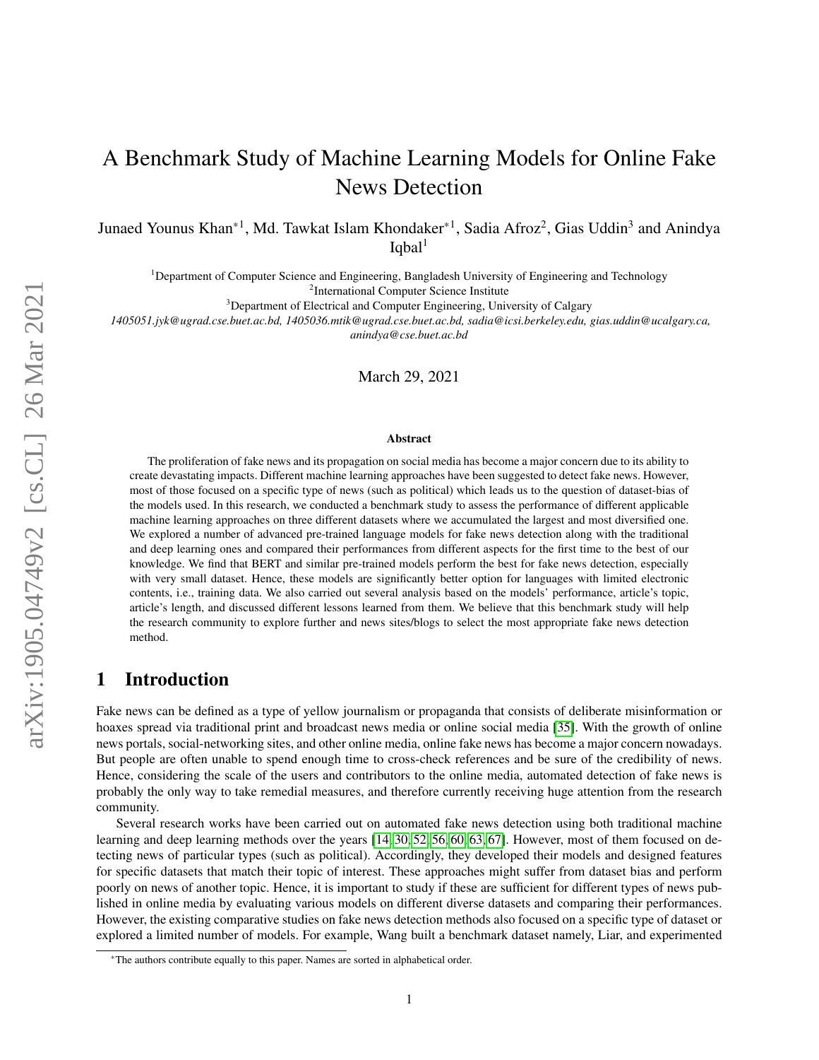# A Benchmark Study of Machine Learning Models for Online Fake News Detection

Junaed Younus Khan*[1], Md. Tawkat Islam Khondaker*[1], Sadia Afroz[2], Gias Uddin[3] and Anindya Iqbal[1]

[1]Department of Computer Science and Engineering, Bangladesh University of Engineering and Technology
[2]International Computer Science Institute
[3]Department of Electrical and Computer Engineering, University of Calgary
*1405051.jyk@ugrad.cse.buet.ac.bd, 1405036.mtik@ugrad.cse.buet.ac.bd, sadia@icsi.berkeley.edu, gias.uddin@ucalgary.ca, anindya@cse.buet.ac.bd*

March 29, 2021

**Abstract**

The proliferation of fake news and its propagation on social media has become a major concern due to its ability to create devastating impacts. Different machine learning approaches have been suggested to detect fake news. However, most of those focused on a specific type of news (such as political) which leads us to the question of dataset-bias of the models used. In this research, we conducted a benchmark study to assess the performance of different applicable machine learning approaches on three different datasets where we accumulated the largest and most diversified one. We explored a number of advanced pre-trained language models for fake news detection along with the traditional and deep learning ones and compared their performances from different aspects for the first time to the best of our knowledge. We find that BERT and similar pre-trained models perform the best for fake news detection, especially with very small dataset. Hence, these models are significantly better option for languages with limited electronic contents, i.e., training data. We also carried out several analysis based on the models' performance, article's topic, article's length, and discussed different lessons learned from them. We believe that this benchmark study will help the research community to explore further and news sites/blogs to select the most appropriate fake news detection method.

## 1 Introduction

Fake news can be defined as a type of yellow journalism or propaganda that consists of deliberate misinformation or hoaxes spread via traditional print and broadcast news media or online social media [35]. With the growth of online news portals, social-networking sites, and other online media, online fake news has become a major concern nowadays. But people are often unable to spend enough time to cross-check references and be sure of the credibility of news. Hence, considering the scale of the users and contributors to the online media, automated detection of fake news is probably the only way to take remedial measures, and therefore currently receiving huge attention from the research community.

Several research works have been carried out on automated fake news detection using both traditional machine learning and deep learning methods over the years [14, 30, 52, 56, 60, 63, 67]. However, most of them focused on detecting news of particular types (such as political). Accordingly, they developed their models and designed features for specific datasets that match their topic of interest. These approaches might suffer from dataset bias and perform poorly on news of another topic. Hence, it is important to study if these are sufficient for different types of news published in online media by evaluating various models on different diverse datasets and comparing their performances. However, the existing comparative studies on fake news detection methods also focused on a specific type of dataset or explored a limited number of models. For example, Wang built a benchmark dataset namely, Liar, and experimented

*The authors contribute equally to this paper. Names are sorted in alphabetical order.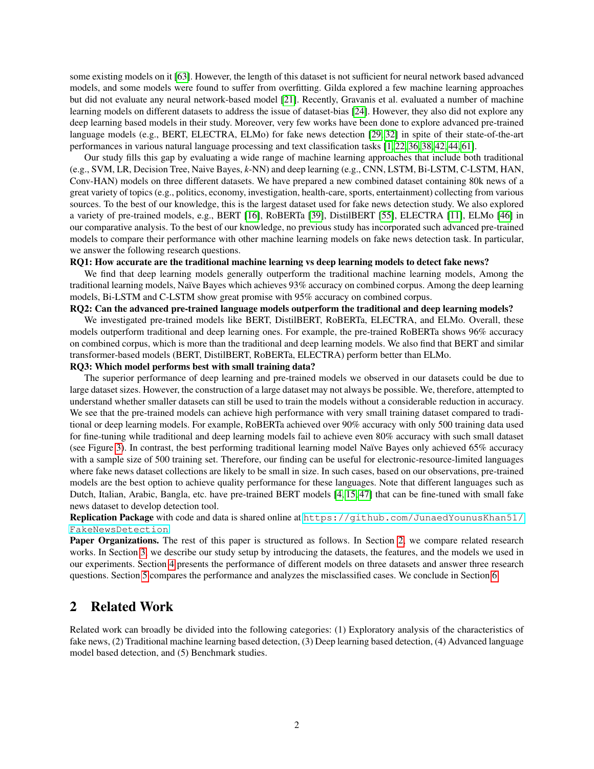some existing models on it [63]. However, the length of this dataset is not sufficient for neural network based advanced models, and some models were found to suffer from overfitting. Gilda explored a few machine learning approaches but did not evaluate any neural network-based model [21]. Recently, Gravanis et al. evaluated a number of machine learning models on different datasets to address the issue of dataset-bias [24]. However, they also did not explore any deep learning based models in their study. Moreover, very few works have been done to explore advanced pre-trained language models (e.g., BERT, ELECTRA, ELMo) for fake news detection [29, 32] in spite of their state-of-the-art performances in various natural language processing and text classification tasks [1, 22, 36, 38, 42, 44, 61].

Our study fills this gap by evaluating a wide range of machine learning approaches that include both traditional (e.g., SVM, LR, Decision Tree, Naive Bayes, *k*-NN) and deep learning (e.g., CNN, LSTM, Bi-LSTM, C-LSTM, HAN, Conv-HAN) models on three different datasets. We have prepared a new combined dataset containing 80k news of a great variety of topics (e.g., politics, economy, investigation, health-care, sports, entertainment) collecting from various sources. To the best of our knowledge, this is the largest dataset used for fake news detection study. We also explored a variety of pre-trained models, e.g., BERT [16], RoBERTa [39], DistilBERT [55], ELECTRA [11], ELMo [46] in our comparative analysis. To the best of our knowledge, no previous study has incorporated such advanced pre-trained models to compare their performance with other machine learning models on fake news detection task. In particular, we answer the following research questions.

**RQ1: How accurate are the traditional machine learning vs deep learning models to detect fake news?**

We find that deep learning models generally outperform the traditional machine learning models, Among the traditional learning models, Naïve Bayes which achieves 93% accuracy on combined corpus. Among the deep learning models, Bi-LSTM and C-LSTM show great promise with 95% accuracy on combined corpus.

**RQ2: Can the advanced pre-trained language models outperform the traditional and deep learning models?**

We investigated pre-trained models like BERT, DistilBERT, RoBERTa, ELECTRA, and ELMo. Overall, these models outperform traditional and deep learning ones. For example, the pre-trained RoBERTa shows 96% accuracy on combined corpus, which is more than the traditional and deep learning models. We also find that BERT and similar transformer-based models (BERT, DistilBERT, RoBERTa, ELECTRA) perform better than ELMo.

**RQ3: Which model performs best with small training data?**

The superior performance of deep learning and pre-trained models we observed in our datasets could be due to large dataset sizes. However, the construction of a large dataset may not always be possible. We, therefore, attempted to understand whether smaller datasets can still be used to train the models without a considerable reduction in accuracy. We see that the pre-trained models can achieve high performance with very small training dataset compared to traditional or deep learning models. For example, RoBERTa achieved over 90% accuracy with only 500 training data used for fine-tuning while traditional and deep learning models fail to achieve even 80% accuracy with such small dataset (see Figure 3). In contrast, the best performing traditional learning model Naïve Bayes only achieved 65% accuracy with a sample size of 500 training set. Therefore, our finding can be useful for electronic-resource-limited languages where fake news dataset collections are likely to be small in size. In such cases, based on our observations, pre-trained models are the best option to achieve quality performance for these languages. Note that different languages such as Dutch, Italian, Arabic, Bangla, etc. have pre-trained BERT models [4, 15, 47] that can be fine-tuned with small fake news dataset to develop detection tool.

**Replication Package** with code and data is shared online at `https://github.com/JunaedYounusKhan51/FakeNewsDetection`

**Paper Organizations.** The rest of this paper is structured as follows. In Section 2, we compare related research works. In Section 3, we describe our study setup by introducing the datasets, the features, and the models we used in our experiments. Section 4 presents the performance of different models on three datasets and answer three research questions. Section 5 compares the performance and analyzes the misclassified cases. We conclude in Section 6.

## 2 Related Work

Related work can broadly be divided into the following categories: (1) Exploratory analysis of the characteristics of fake news, (2) Traditional machine learning based detection, (3) Deep learning based detection, (4) Advanced language model based detection, and (5) Benchmark studies.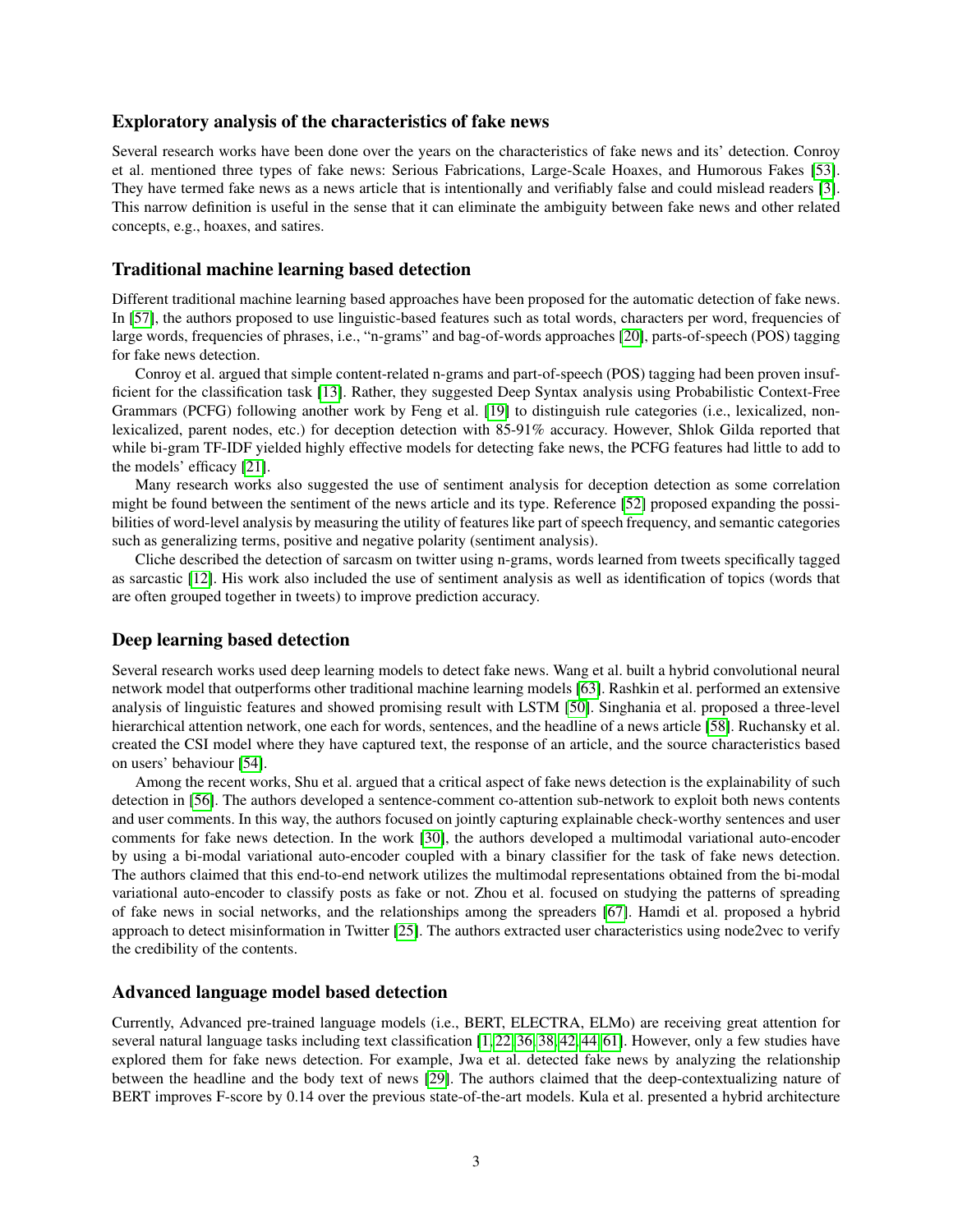## Exploratory analysis of the characteristics of fake news

Several research works have been done over the years on the characteristics of fake news and its' detection. Conroy et al. mentioned three types of fake news: Serious Fabrications, Large-Scale Hoaxes, and Humorous Fakes [53]. They have termed fake news as a news article that is intentionally and verifiably false and could mislead readers [3]. This narrow definition is useful in the sense that it can eliminate the ambiguity between fake news and other related concepts, e.g., hoaxes, and satires.

## Traditional machine learning based detection

Different traditional machine learning based approaches have been proposed for the automatic detection of fake news. In [57], the authors proposed to use linguistic-based features such as total words, characters per word, frequencies of large words, frequencies of phrases, i.e., "n-grams" and bag-of-words approaches [20], parts-of-speech (POS) tagging for fake news detection.

Conroy et al. argued that simple content-related n-grams and part-of-speech (POS) tagging had been proven insufficient for the classification task [13]. Rather, they suggested Deep Syntax analysis using Probabilistic Context-Free Grammars (PCFG) following another work by Feng et al. [19] to distinguish rule categories (i.e., lexicalized, non-lexicalized, parent nodes, etc.) for deception detection with 85-91% accuracy. However, Shlok Gilda reported that while bi-gram TF-IDF yielded highly effective models for detecting fake news, the PCFG features had little to add to the models' efficacy [21].

Many research works also suggested the use of sentiment analysis for deception detection as some correlation might be found between the sentiment of the news article and its type. Reference [52] proposed expanding the possibilities of word-level analysis by measuring the utility of features like part of speech frequency, and semantic categories such as generalizing terms, positive and negative polarity (sentiment analysis).

Cliche described the detection of sarcasm on twitter using n-grams, words learned from tweets specifically tagged as sarcastic [12]. His work also included the use of sentiment analysis as well as identification of topics (words that are often grouped together in tweets) to improve prediction accuracy.

## Deep learning based detection

Several research works used deep learning models to detect fake news. Wang et al. built a hybrid convolutional neural network model that outperforms other traditional machine learning models [63]. Rashkin et al. performed an extensive analysis of linguistic features and showed promising result with LSTM [50]. Singhania et al. proposed a three-level hierarchical attention network, one each for words, sentences, and the headline of a news article [58]. Ruchansky et al. created the CSI model where they have captured text, the response of an article, and the source characteristics based on users' behaviour [54].

Among the recent works, Shu et al. argued that a critical aspect of fake news detection is the explainability of such detection in [56]. The authors developed a sentence-comment co-attention sub-network to exploit both news contents and user comments. In this way, the authors focused on jointly capturing explainable check-worthy sentences and user comments for fake news detection. In the work [30], the authors developed a multimodal variational auto-encoder by using a bi-modal variational auto-encoder coupled with a binary classifier for the task of fake news detection. The authors claimed that this end-to-end network utilizes the multimodal representations obtained from the bi-modal variational auto-encoder to classify posts as fake or not. Zhou et al. focused on studying the patterns of spreading of fake news in social networks, and the relationships among the spreaders [67]. Hamdi et al. proposed a hybrid approach to detect misinformation in Twitter [25]. The authors extracted user characteristics using node2vec to verify the credibility of the contents.

## Advanced language model based detection

Currently, Advanced pre-trained language models (i.e., BERT, ELECTRA, ELMo) are receiving great attention for several natural language tasks including text classification [1, 22, 36, 38, 42, 44, 61]. However, only a few studies have explored them for fake news detection. For example, Jwa et al. detected fake news by analyzing the relationship between the headline and the body text of news [29]. The authors claimed that the deep-contextualizing nature of BERT improves F-score by 0.14 over the previous state-of-the-art models. Kula et al. presented a hybrid architecture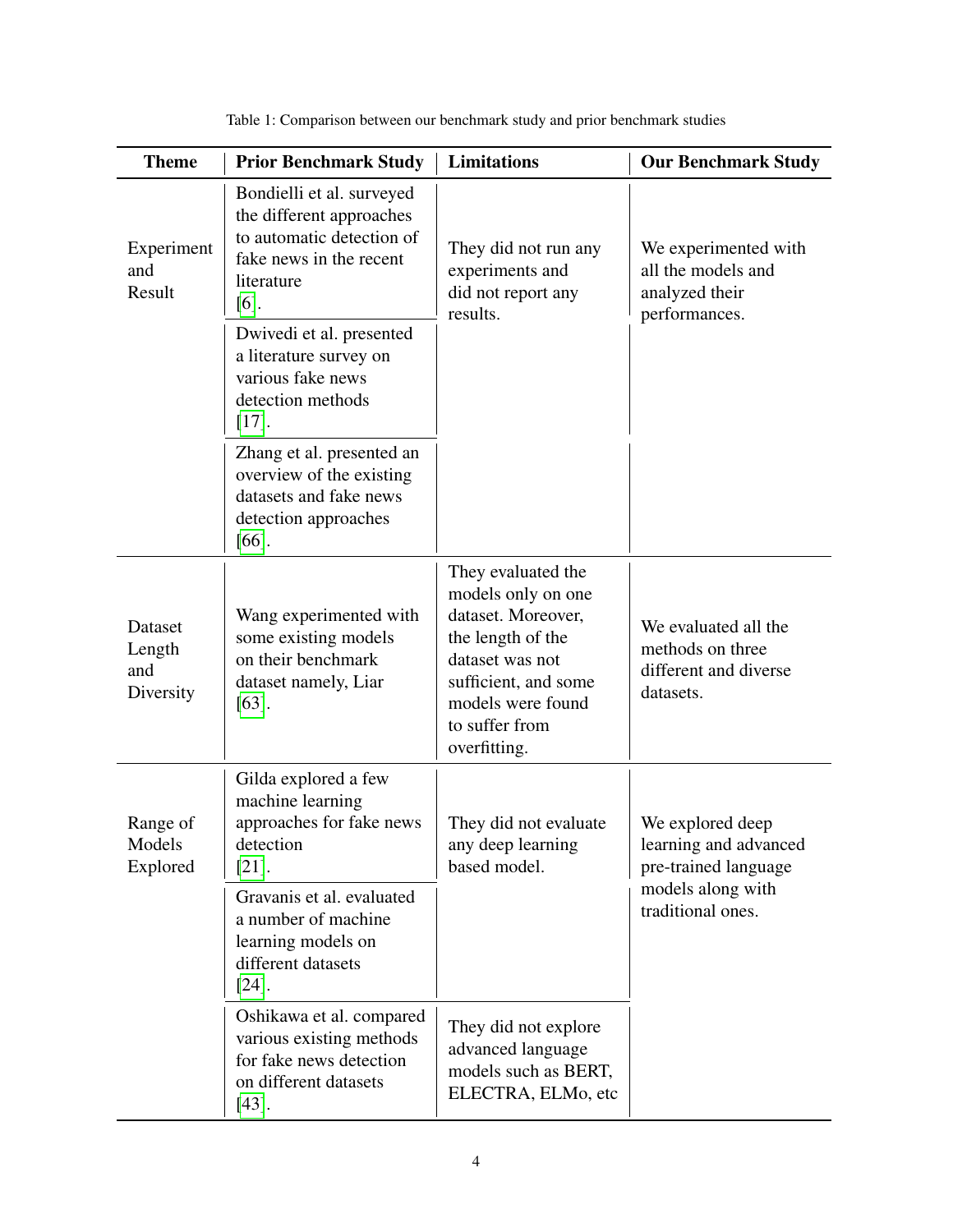Table 1: Comparison between our benchmark study and prior benchmark studies

| Theme | Prior Benchmark Study | Limitations | Our Benchmark Study |
| --- | --- | --- | --- |
| Experiment and Result | Bondielli et al. surveyed the different approaches to automatic detection of fake news in the recent literature [6]. | They did not run any experiments and did not report any results. | We experimented with all the models and analyzed their performances. |
| | Dwivedi et al. presented a literature survey on various fake news detection methods [17]. | | |
| | Zhang et al. presented an overview of the existing datasets and fake news detection approaches [66]. | | |
| Dataset Length and Diversity | Wang experimented with some existing models on their benchmark dataset namely, Liar [63]. | They evaluated the models only on one dataset. Moreover, the length of the dataset was not sufficient, and some models were found to suffer from overfitting. | We evaluated all the methods on three different and diverse datasets. |
| Range of Models Explored | Gilda explored a few machine learning approaches for fake news detection [21]. | They did not evaluate any deep learning based model. | We explored deep learning and advanced pre-trained language models along with traditional ones. |
| | Gravanis et al. evaluated a number of machine learning models on different datasets [24]. | | |
| | Oshikawa et al. compared various existing methods for fake news detection on different datasets [43]. | They did not explore advanced language models such as BERT, ELECTRA, ELMo, etc | |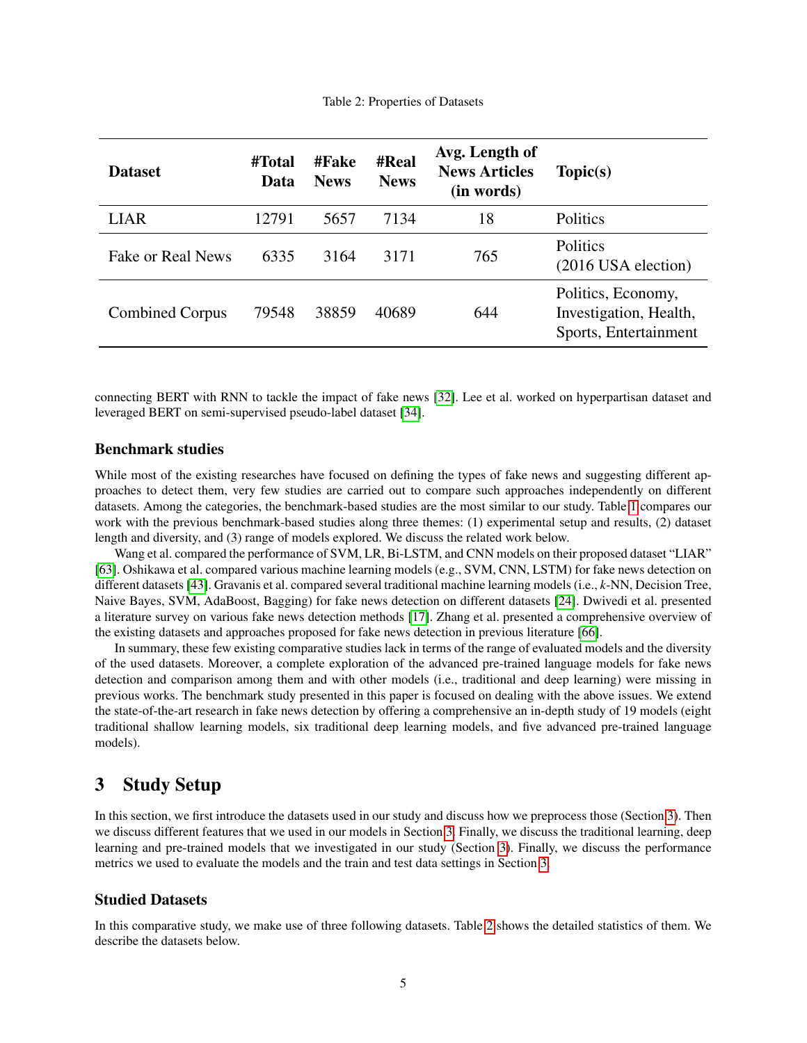Table 2: Properties of Datasets

| Dataset | #Total Data | #Fake News | #Real News | Avg. Length of News Articles (in words) | Topic(s) |
|---|---|---|---|---|---|
| LIAR | 12791 | 5657 | 7134 | 18 | Politics |
| Fake or Real News | 6335 | 3164 | 3171 | 765 | Politics (2016 USA election) |
| Combined Corpus | 79548 | 38859 | 40689 | 644 | Politics, Economy, Investigation, Health, Sports, Entertainment |

connecting BERT with RNN to tackle the impact of fake news [32]. Lee et al. worked on hyperpartisan dataset and leveraged BERT on semi-supervised pseudo-label dataset [34].

### Benchmark studies

While most of the existing researches have focused on defining the types of fake news and suggesting different approaches to detect them, very few studies are carried out to compare such approaches independently on different datasets. Among the categories, the benchmark-based studies are the most similar to our study. Table 1 compares our work with the previous benchmark-based studies along three themes: (1) experimental setup and results, (2) dataset length and diversity, and (3) range of models explored. We discuss the related work below.

Wang et al. compared the performance of SVM, LR, Bi-LSTM, and CNN models on their proposed dataset "LIAR" [63]. Oshikawa et al. compared various machine learning models (e.g., SVM, CNN, LSTM) for fake news detection on different datasets [43]. Gravanis et al. compared several traditional machine learning models (i.e., *k*-NN, Decision Tree, Naive Bayes, SVM, AdaBoost, Bagging) for fake news detection on different datasets [24]. Dwivedi et al. presented a literature survey on various fake news detection methods [17]. Zhang et al. presented a comprehensive overview of the existing datasets and approaches proposed for fake news detection in previous literature [66].

In summary, these few existing comparative studies lack in terms of the range of evaluated models and the diversity of the used datasets. Moreover, a complete exploration of the advanced pre-trained language models for fake news detection and comparison among them and with other models (i.e., traditional and deep learning) were missing in previous works. The benchmark study presented in this paper is focused on dealing with the above issues. We extend the state-of-the-art research in fake news detection by offering a comprehensive an in-depth study of 19 models (eight traditional shallow learning models, six traditional deep learning models, and five advanced pre-trained language models).

## 3 Study Setup

In this section, we first introduce the datasets used in our study and discuss how we preprocess those (Section 3). Then we discuss different features that we used in our models in Section 3. Finally, we discuss the traditional learning, deep learning and pre-trained models that we investigated in our study (Section 3). Finally, we discuss the performance metrics we used to evaluate the models and the train and test data settings in Section 3.

### Studied Datasets

In this comparative study, we make use of three following datasets. Table 2 shows the detailed statistics of them. We describe the datasets below.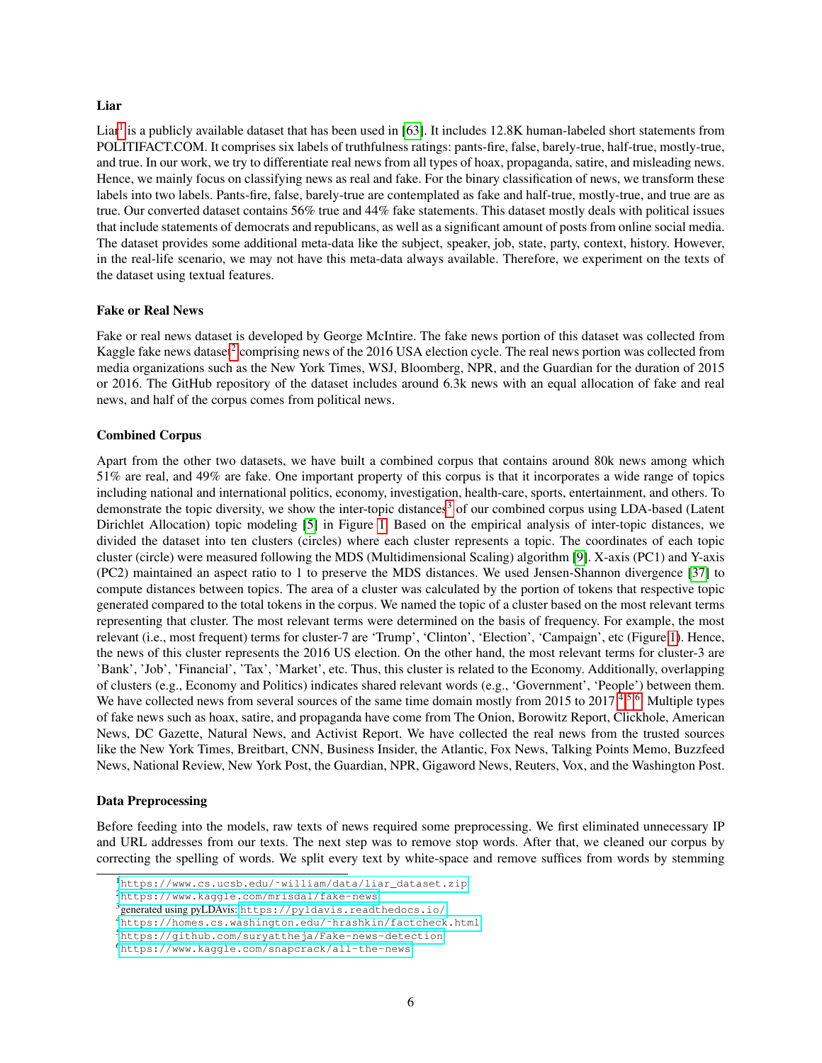### Liar

Liar[1] is a publicly available dataset that has been used in [63]. It includes 12.8K human-labeled short statements from POLITIFACT.COM. It comprises six labels of truthfulness ratings: pants-fire, false, barely-true, half-true, mostly-true, and true. In our work, we try to differentiate real news from all types of hoax, propaganda, satire, and misleading news. Hence, we mainly focus on classifying news as real and fake. For the binary classification of news, we transform these labels into two labels. Pants-fire, false, barely-true are contemplated as fake and half-true, mostly-true, and true are as true. Our converted dataset contains 56% true and 44% fake statements. This dataset mostly deals with political issues that include statements of democrats and republicans, as well as a significant amount of posts from online social media. The dataset provides some additional meta-data like the subject, speaker, job, state, party, context, history. However, in the real-life scenario, we may not have this meta-data always available. Therefore, we experiment on the texts of the dataset using textual features.

### Fake or Real News

Fake or real news dataset is developed by George McIntire. The fake news portion of this dataset was collected from Kaggle fake news dataset[2] comprising news of the 2016 USA election cycle. The real news portion was collected from media organizations such as the New York Times, WSJ, Bloomberg, NPR, and the Guardian for the duration of 2015 or 2016. The GitHub repository of the dataset includes around 6.3k news with an equal allocation of fake and real news, and half of the corpus comes from political news.

### Combined Corpus

Apart from the other two datasets, we have built a combined corpus that contains around 80k news among which 51% are real, and 49% are fake. One important property of this corpus is that it incorporates a wide range of topics including national and international politics, economy, investigation, health-care, sports, entertainment, and others. To demonstrate the topic diversity, we show the inter-topic distances[3] of our combined corpus using LDA-based (Latent Dirichlet Allocation) topic modeling [5] in Figure 1. Based on the empirical analysis of inter-topic distances, we divided the dataset into ten clusters (circles) where each cluster represents a topic. The coordinates of each topic cluster (circle) were measured following the MDS (Multidimensional Scaling) algorithm [9]. X-axis (PC1) and Y-axis (PC2) maintained an aspect ratio to 1 to preserve the MDS distances. We used Jensen-Shannon divergence [37] to compute distances between topics. The area of a cluster was calculated by the portion of tokens that respective topic generated compared to the total tokens in the corpus. We named the topic of a cluster based on the most relevant terms representing that cluster. The most relevant terms were determined on the basis of frequency. For example, the most relevant (i.e., most frequent) terms for cluster-7 are 'Trump', 'Clinton', 'Election', 'Campaign', etc (Figure 1). Hence, the news of this cluster represents the 2016 US election. On the other hand, the most relevant terms for cluster-3 are 'Bank', 'Job', 'Financial', 'Tax', 'Market', etc. Thus, this cluster is related to the Economy. Additionally, overlapping of clusters (e.g., Economy and Politics) indicates shared relevant words (e.g., 'Government', 'People') between them. We have collected news from several sources of the same time domain mostly from 2015 to 2017[4,5,6]. Multiple types of fake news such as hoax, satire, and propaganda have come from The Onion, Borowitz Report, Clickhole, American News, DC Gazette, Natural News, and Activist Report. We have collected the real news from the trusted sources like the New York Times, Breitbart, CNN, Business Insider, the Atlantic, Fox News, Talking Points Memo, Buzzfeed News, National Review, New York Post, the Guardian, NPR, Gigaword News, Reuters, Vox, and the Washington Post.

### Data Preprocessing

Before feeding into the models, raw texts of news required some preprocessing. We first eliminated unnecessary IP and URL addresses from our texts. The next step was to remove stop words. After that, we cleaned our corpus by correcting the spelling of words. We split every text by white-space and remove suffices from words by stemming

---

[1] https://www.cs.ucsb.edu/~william/data/liar_dataset.zip

[2] https://www.kaggle.com/mrisdal/fake-news

[3] generated using pyLDAvis: https://pyldavis.readthedocs.io/

[4] https://homes.cs.washington.edu/~hrashkin/factcheck.html

[5] https://github.com/suryattheja/Fake-news-detection

[6] https://www.kaggle.com/snapcrack/all-the-news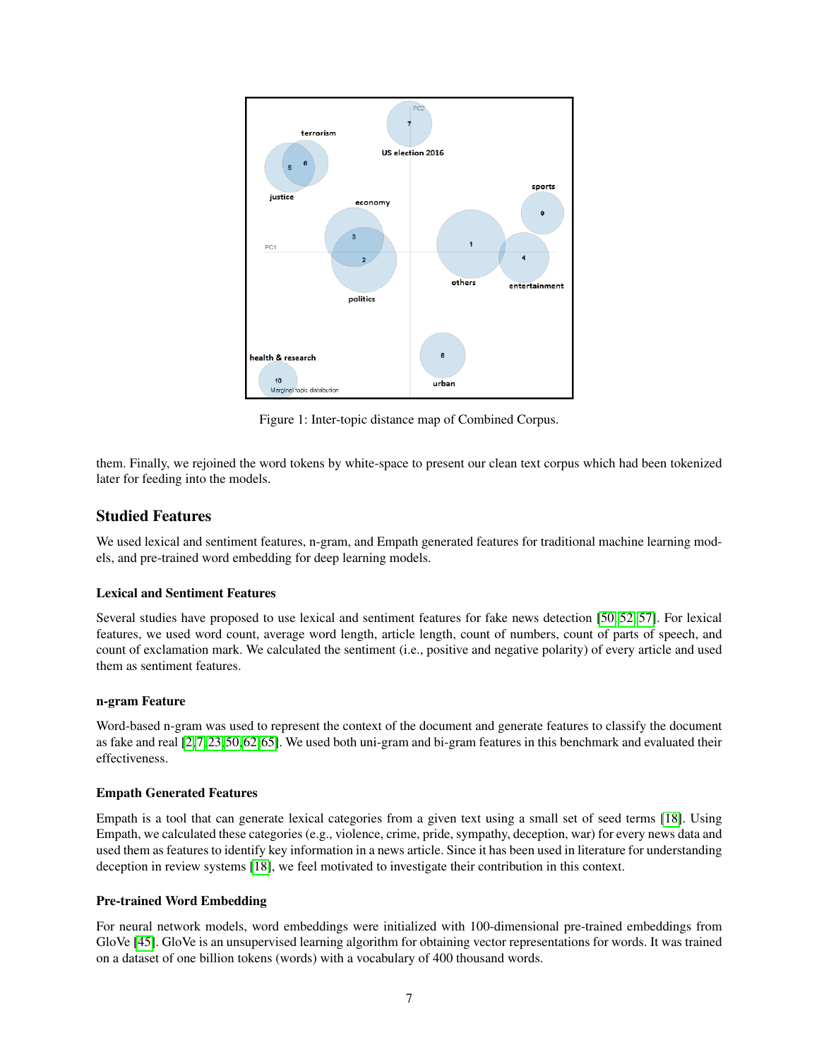Figure 1: Inter-topic distance map of Combined Corpus.

them. Finally, we rejoined the word tokens by white-space to present our clean text corpus which had been tokenized later for feeding into the models.

## Studied Features

We used lexical and sentiment features, n-gram, and Empath generated features for traditional machine learning models, and pre-trained word embedding for deep learning models.

### Lexical and Sentiment Features

Several studies have proposed to use lexical and sentiment features for fake news detection [50, 52, 57]. For lexical features, we used word count, average word length, article length, count of numbers, count of parts of speech, and count of exclamation mark. We calculated the sentiment (i.e., positive and negative polarity) of every article and used them as sentiment features.

### n-gram Feature

Word-based n-gram was used to represent the context of the document and generate features to classify the document as fake and real [2, 7, 23, 50, 62, 65]. We used both uni-gram and bi-gram features in this benchmark and evaluated their effectiveness.

### Empath Generated Features

Empath is a tool that can generate lexical categories from a given text using a small set of seed terms [18]. Using Empath, we calculated these categories (e.g., violence, crime, pride, sympathy, deception, war) for every news data and used them as features to identify key information in a news article. Since it has been used in literature for understanding deception in review systems [18], we feel motivated to investigate their contribution in this context.

### Pre-trained Word Embedding

For neural network models, word embeddings were initialized with 100-dimensional pre-trained embeddings from GloVe [45]. GloVe is an unsupervised learning algorithm for obtaining vector representations for words. It was trained on a dataset of one billion tokens (words) with a vocabulary of 400 thousand words.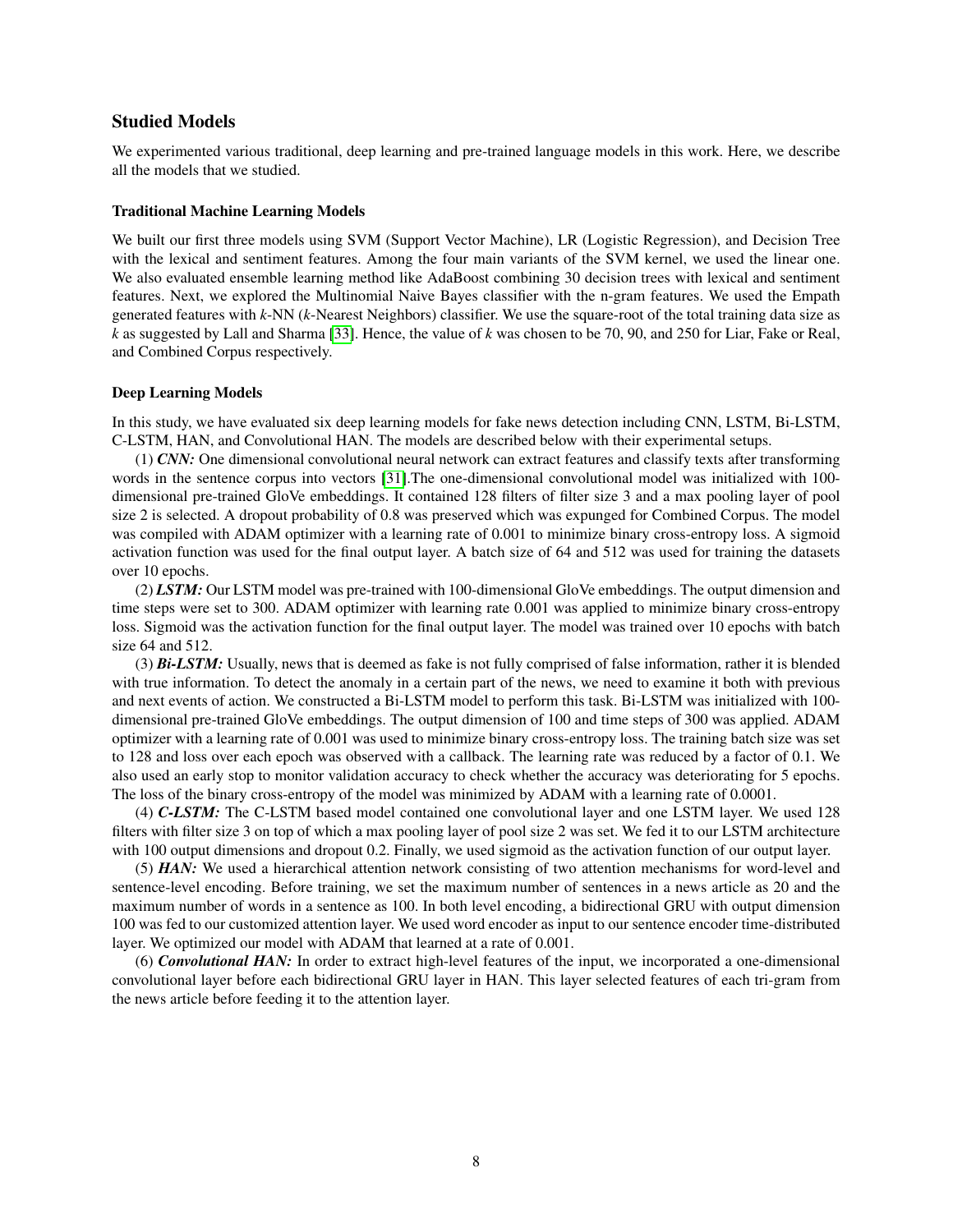## Studied Models

We experimented various traditional, deep learning and pre-trained language models in this work. Here, we describe all the models that we studied.

### Traditional Machine Learning Models

We built our first three models using SVM (Support Vector Machine), LR (Logistic Regression), and Decision Tree with the lexical and sentiment features. Among the four main variants of the SVM kernel, we used the linear one. We also evaluated ensemble learning method like AdaBoost combining 30 decision trees with lexical and sentiment features. Next, we explored the Multinomial Naive Bayes classifier with the n-gram features. We used the Empath generated features with *k*-NN (*k*-Nearest Neighbors) classifier. We use the square-root of the total training data size as *k* as suggested by Lall and Sharma [33]. Hence, the value of *k* was chosen to be 70, 90, and 250 for Liar, Fake or Real, and Combined Corpus respectively.

### Deep Learning Models

In this study, we have evaluated six deep learning models for fake news detection including CNN, LSTM, Bi-LSTM, C-LSTM, HAN, and Convolutional HAN. The models are described below with their experimental setups.

(1) ***CNN:*** One dimensional convolutional neural network can extract features and classify texts after transforming words in the sentence corpus into vectors [31].The one-dimensional convolutional model was initialized with 100-dimensional pre-trained GloVe embeddings. It contained 128 filters of filter size 3 and a max pooling layer of pool size 2 is selected. A dropout probability of 0.8 was preserved which was expunged for Combined Corpus. The model was compiled with ADAM optimizer with a learning rate of 0.001 to minimize binary cross-entropy loss. A sigmoid activation function was used for the final output layer. A batch size of 64 and 512 was used for training the datasets over 10 epochs.

(2) ***LSTM:*** Our LSTM model was pre-trained with 100-dimensional GloVe embeddings. The output dimension and time steps were set to 300. ADAM optimizer with learning rate 0.001 was applied to minimize binary cross-entropy loss. Sigmoid was the activation function for the final output layer. The model was trained over 10 epochs with batch size 64 and 512.

(3) ***Bi-LSTM:*** Usually, news that is deemed as fake is not fully comprised of false information, rather it is blended with true information. To detect the anomaly in a certain part of the news, we need to examine it both with previous and next events of action. We constructed a Bi-LSTM model to perform this task. Bi-LSTM was initialized with 100-dimensional pre-trained GloVe embeddings. The output dimension of 100 and time steps of 300 was applied. ADAM optimizer with a learning rate of 0.001 was used to minimize binary cross-entropy loss. The training batch size was set to 128 and loss over each epoch was observed with a callback. The learning rate was reduced by a factor of 0.1. We also used an early stop to monitor validation accuracy to check whether the accuracy was deteriorating for 5 epochs. The loss of the binary cross-entropy of the model was minimized by ADAM with a learning rate of 0.0001.

(4) ***C-LSTM:*** The C-LSTM based model contained one convolutional layer and one LSTM layer. We used 128 filters with filter size 3 on top of which a max pooling layer of pool size 2 was set. We fed it to our LSTM architecture with 100 output dimensions and dropout 0.2. Finally, we used sigmoid as the activation function of our output layer.

(5) ***HAN:*** We used a hierarchical attention network consisting of two attention mechanisms for word-level and sentence-level encoding. Before training, we set the maximum number of sentences in a news article as 20 and the maximum number of words in a sentence as 100. In both level encoding, a bidirectional GRU with output dimension 100 was fed to our customized attention layer. We used word encoder as input to our sentence encoder time-distributed layer. We optimized our model with ADAM that learned at a rate of 0.001.

(6) ***Convolutional HAN:*** In order to extract high-level features of the input, we incorporated a one-dimensional convolutional layer before each bidirectional GRU layer in HAN. This layer selected features of each tri-gram from the news article before feeding it to the attention layer.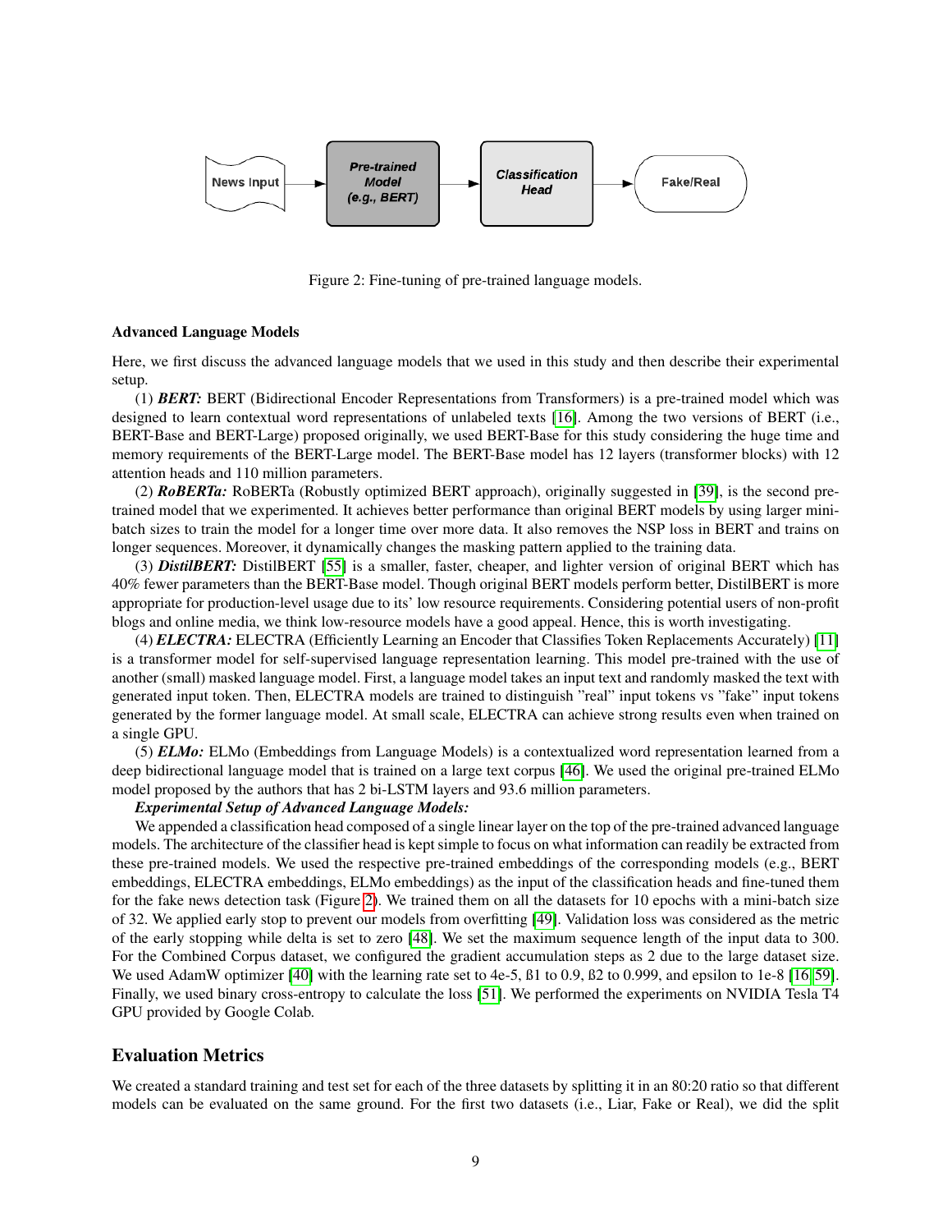News Input → Pre-trained Model (e.g., BERT) → Classification Head → Fake/Real

Figure 2: Fine-tuning of pre-trained language models.

**Advanced Language Models**

Here, we first discuss the advanced language models that we used in this study and then describe their experimental setup.

(1) ***BERT:*** BERT (Bidirectional Encoder Representations from Transformers) is a pre-trained model which was designed to learn contextual word representations of unlabeled texts [16]. Among the two versions of BERT (i.e., BERT-Base and BERT-Large) proposed originally, we used BERT-Base for this study considering the huge time and memory requirements of the BERT-Large model. The BERT-Base model has 12 layers (transformer blocks) with 12 attention heads and 110 million parameters.

(2) ***RoBERTa:*** RoBERTa (Robustly optimized BERT approach), originally suggested in [39], is the second pre-trained model that we experimented. It achieves better performance than original BERT models by using larger mini-batch sizes to train the model for a longer time over more data. It also removes the NSP loss in BERT and trains on longer sequences. Moreover, it dynamically changes the masking pattern applied to the training data.

(3) ***DistilBERT:*** DistilBERT [55] is a smaller, faster, cheaper, and lighter version of original BERT which has 40% fewer parameters than the BERT-Base model. Though original BERT models perform better, DistilBERT is more appropriate for production-level usage due to its' low resource requirements. Considering potential users of non-profit blogs and online media, we think low-resource models have a good appeal. Hence, this is worth investigating.

(4) ***ELECTRA:*** ELECTRA (Efficiently Learning an Encoder that Classifies Token Replacements Accurately) [11] is a transformer model for self-supervised language representation learning. This model pre-trained with the use of another (small) masked language model. First, a language model takes an input text and randomly masked the text with generated input token. Then, ELECTRA models are trained to distinguish "real" input tokens vs "fake" input tokens generated by the former language model. At small scale, ELECTRA can achieve strong results even when trained on a single GPU.

(5) ***ELMo:*** ELMo (Embeddings from Language Models) is a contextualized word representation learned from a deep bidirectional language model that is trained on a large text corpus [46]. We used the original pre-trained ELMo model proposed by the authors that has 2 bi-LSTM layers and 93.6 million parameters.

***Experimental Setup of Advanced Language Models:***

We appended a classification head composed of a single linear layer on the top of the pre-trained advanced language models. The architecture of the classifier head is kept simple to focus on what information can readily be extracted from these pre-trained models. We used the respective pre-trained embeddings of the corresponding models (e.g., BERT embeddings, ELECTRA embeddings, ELMo embeddings) as the input of the classification heads and fine-tuned them for the fake news detection task (Figure 2). We trained them on all the datasets for 10 epochs with a mini-batch size of 32. We applied early stop to prevent our models from overfitting [49]. Validation loss was considered as the metric of the early stopping while delta is set to zero [48]. We set the maximum sequence length of the input data to 300. For the Combined Corpus dataset, we configured the gradient accumulation steps as 2 due to the large dataset size. We used AdamW optimizer [40] with the learning rate set to 4e-5, ß1 to 0.9, ß2 to 0.999, and epsilon to 1e-8 [16, 59]. Finally, we used binary cross-entropy to calculate the loss [51]. We performed the experiments on NVIDIA Tesla T4 GPU provided by Google Colab.

## Evaluation Metrics

We created a standard training and test set for each of the three datasets by splitting it in an 80:20 ratio so that different models can be evaluated on the same ground. For the first two datasets (i.e., Liar, Fake or Real), we did the split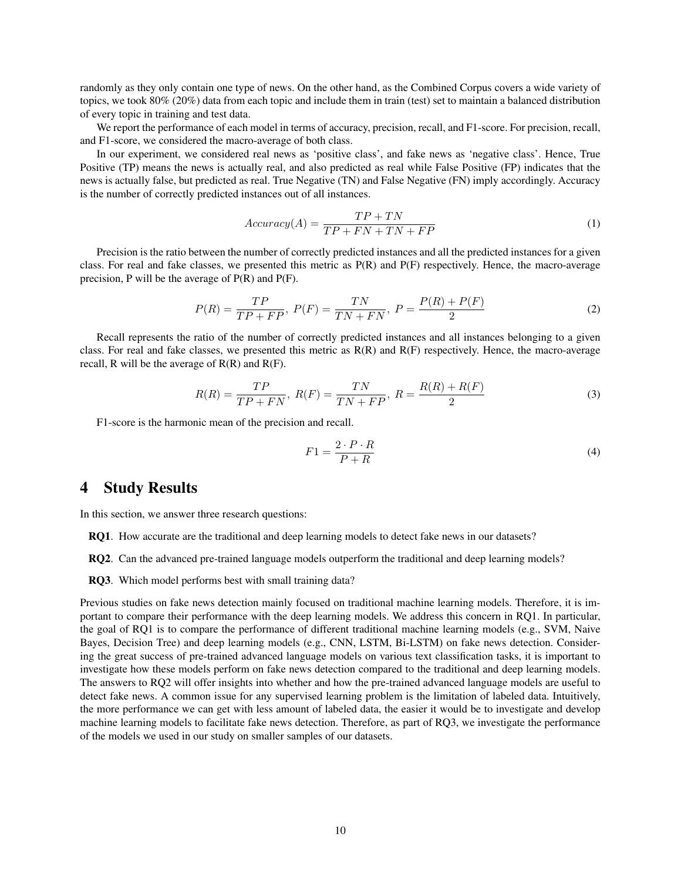randomly as they only contain one type of news. On the other hand, as the Combined Corpus covers a wide variety of topics, we took 80% (20%) data from each topic and include them in train (test) set to maintain a balanced distribution of every topic in training and test data.

We report the performance of each model in terms of accuracy, precision, recall, and F1-score. For precision, recall, and F1-score, we considered the macro-average of both class.

In our experiment, we considered real news as 'positive class', and fake news as 'negative class'. Hence, True Positive (TP) means the news is actually real, and also predicted as real while False Positive (FP) indicates that the news is actually false, but predicted as real. True Negative (TN) and False Negative (FN) imply accordingly. Accuracy is the number of correctly predicted instances out of all instances.

$$Accuracy(A) = \frac{TP + TN}{TP + FN + TN + FP} \tag{1}$$

Precision is the ratio between the number of correctly predicted instances and all the predicted instances for a given class. For real and fake classes, we presented this metric as P(R) and P(F) respectively. Hence, the macro-average precision, P will be the average of P(R) and P(F).

$$P(R) = \frac{TP}{TP + FP},\ P(F) = \frac{TN}{TN + FN},\ P = \frac{P(R) + P(F)}{2} \tag{2}$$

Recall represents the ratio of the number of correctly predicted instances and all instances belonging to a given class. For real and fake classes, we presented this metric as R(R) and R(F) respectively. Hence, the macro-average recall, R will be the average of R(R) and R(F).

$$R(R) = \frac{TP}{TP + FN},\ R(F) = \frac{TN}{TN + FP},\ R = \frac{R(R) + R(F)}{2} \tag{3}$$

F1-score is the harmonic mean of the precision and recall.

$$F1 = \frac{2 \cdot P \cdot R}{P + R} \tag{4}$$

# 4 Study Results

In this section, we answer three research questions:

**RQ1**. How accurate are the traditional and deep learning models to detect fake news in our datasets?

**RQ2**. Can the advanced pre-trained language models outperform the traditional and deep learning models?

**RQ3**. Which model performs best with small training data?

Previous studies on fake news detection mainly focused on traditional machine learning models. Therefore, it is important to compare their performance with the deep learning models. We address this concern in RQ1. In particular, the goal of RQ1 is to compare the performance of different traditional machine learning models (e.g., SVM, Naive Bayes, Decision Tree) and deep learning models (e.g., CNN, LSTM, Bi-LSTM) on fake news detection. Considering the great success of pre-trained advanced language models on various text classification tasks, it is important to investigate how these models perform on fake news detection compared to the traditional and deep learning models. The answers to RQ2 will offer insights into whether and how the pre-trained advanced language models are useful to detect fake news. A common issue for any supervised learning problem is the limitation of labeled data. Intuitively, the more performance we can get with less amount of labeled data, the easier it would be to investigate and develop machine learning models to facilitate fake news detection. Therefore, as part of RQ3, we investigate the performance of the models we used in our study on smaller samples of our datasets.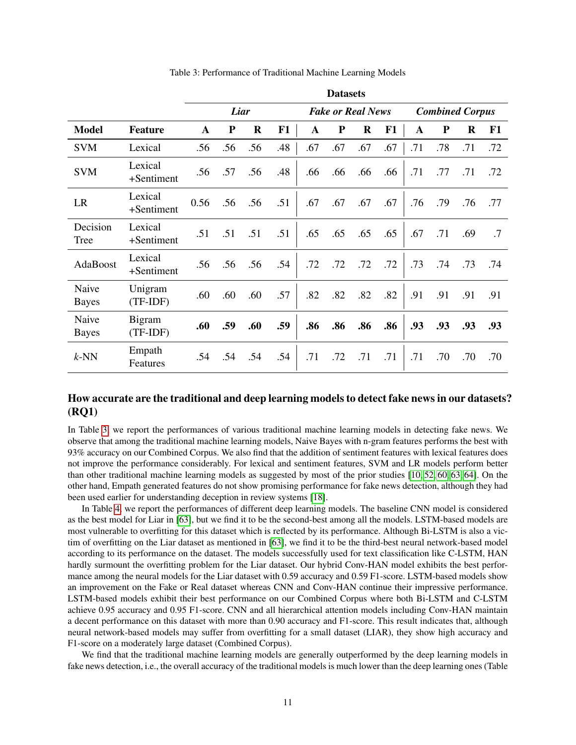Table 3: Performance of Traditional Machine Learning Models

| | | Datasets | | | | | | | | | | | |
|---|---|---|---|---|---|---|---|---|---|---|---|---|---|
| | | *Liar* | | | | *Fake or Real News* | | | | *Combined Corpus* | | | |
| **Model** | **Feature** | **A** | **P** | **R** | **F1** | **A** | **P** | **R** | **F1** | **A** | **P** | **R** | **F1** |
| SVM | Lexical | .56 | .56 | .56 | .48 | .67 | .67 | .67 | .67 | .71 | .78 | .71 | .72 |
| SVM | Lexical +Sentiment | .56 | .57 | .56 | .48 | .66 | .66 | .66 | .66 | .71 | .77 | .71 | .72 |
| LR | Lexical +Sentiment | 0.56 | .56 | .56 | .51 | .67 | .67 | .67 | .67 | .76 | .79 | .76 | .77 |
| Decision Tree | Lexical +Sentiment | .51 | .51 | .51 | .51 | .65 | .65 | .65 | .65 | .67 | .71 | .69 | .7 |
| AdaBoost | Lexical +Sentiment | .56 | .56 | .56 | .54 | .72 | .72 | .72 | .72 | .73 | .74 | .73 | .74 |
| Naive Bayes | Unigram (TF-IDF) | .60 | .60 | .60 | .57 | .82 | .82 | .82 | .82 | .91 | .91 | .91 | .91 |
| Naive Bayes | Bigram (TF-IDF) | **.60** | **.59** | **.60** | **.59** | **.86** | **.86** | **.86** | **.86** | **.93** | **.93** | **.93** | **.93** |
| *k*-NN | Empath Features | .54 | .54 | .54 | .54 | .71 | .72 | .71 | .71 | .71 | .70 | .70 | .70 |

### How accurate are the traditional and deep learning models to detect fake news in our datasets? (RQ1)

In Table 3, we report the performances of various traditional machine learning models in detecting fake news. We observe that among the traditional machine learning models, Naive Bayes with n-gram features performs the best with 93% accuracy on our Combined Corpus. We also find that the addition of sentiment features with lexical features does not improve the performance considerably. For lexical and sentiment features, SVM and LR models perform better than other traditional machine learning models as suggested by most of the prior studies [10, 52, 60, 63, 64]. On the other hand, Empath generated features do not show promising performance for fake news detection, although they had been used earlier for understanding deception in review systems [18].

In Table 4, we report the performances of different deep learning models. The baseline CNN model is considered as the best model for Liar in [63], but we find it to be the second-best among all the models. LSTM-based models are most vulnerable to overfitting for this dataset which is reflected by its performance. Although Bi-LSTM is also a victim of overfitting on the Liar dataset as mentioned in [63], we find it to be the third-best neural network-based model according to its performance on the dataset. The models successfully used for text classification like C-LSTM, HAN hardly surmount the overfitting problem for the Liar dataset. Our hybrid Conv-HAN model exhibits the best performance among the neural models for the Liar dataset with 0.59 accuracy and 0.59 F1-score. LSTM-based models show an improvement on the Fake or Real dataset whereas CNN and Conv-HAN continue their impressive performance. LSTM-based models exhibit their best performance on our Combined Corpus where both Bi-LSTM and C-LSTM achieve 0.95 accuracy and 0.95 F1-score. CNN and all hierarchical attention models including Conv-HAN maintain a decent performance on this dataset with more than 0.90 accuracy and F1-score. This result indicates that, although neural network-based models may suffer from overfitting for a small dataset (LIAR), they show high accuracy and F1-score on a moderately large dataset (Combined Corpus).

We find that the traditional machine learning models are generally outperformed by the deep learning models in fake news detection, i.e., the overall accuracy of the traditional models is much lower than the deep learning ones (Table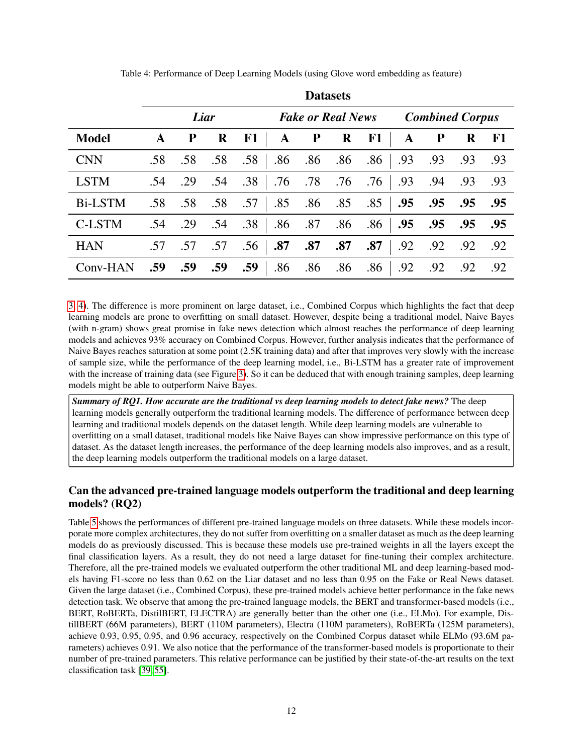Table 4: Performance of Deep Learning Models (using Glove word embedding as feature)

| | **Datasets** | | | | | | | | | | | |
|---|---|---|---|---|---|---|---|---|---|---|---|---|
| | ***Liar*** | | | | ***Fake or Real News*** | | | | ***Combined Corpus*** | | | |
| **Model** | **A** | **P** | **R** | **F1** | **A** | **P** | **R** | **F1** | **A** | **P** | **R** | **F1** |
| CNN | .58 | .58 | .58 | .58 | .86 | .86 | .86 | .86 | .93 | .93 | .93 | .93 |
| LSTM | .54 | .29 | .54 | .38 | .76 | .78 | .76 | .76 | .93 | .94 | .93 | .93 |
| Bi-LSTM | .58 | .58 | .58 | .57 | .85 | .86 | .85 | .85 | **.95** | **.95** | **.95** | **.95** |
| C-LSTM | .54 | .29 | .54 | .38 | .86 | .87 | .86 | .86 | **.95** | **.95** | **.95** | **.95** |
| HAN | .57 | .57 | .57 | .56 | **.87** | **.87** | **.87** | **.87** | .92 | .92 | .92 | .92 |
| Conv-HAN | **.59** | **.59** | **.59** | **.59** | .86 | .86 | .86 | .86 | .92 | .92 | .92 | .92 |

3, 4). The difference is more prominent on large dataset, i.e., Combined Corpus which highlights the fact that deep learning models are prone to overfitting on small dataset. However, despite being a traditional model, Naive Bayes (with n-gram) shows great promise in fake news detection which almost reaches the performance of deep learning models and achieves 93% accuracy on Combined Corpus. However, further analysis indicates that the performance of Naive Bayes reaches saturation at some point (2.5K training data) and after that improves very slowly with the increase of sample size, while the performance of the deep learning model, i.e., Bi-LSTM has a greater rate of improvement with the increase of training data (see Figure 3). So it can be deduced that with enough training samples, deep learning models might be able to outperform Naive Bayes.

***Summary of RQ1. How accurate are the traditional vs deep learning models to detect fake news?*** The deep learning models generally outperform the traditional learning models. The difference of performance between deep learning and traditional models depends on the dataset length. While deep learning models are vulnerable to overfitting on a small dataset, traditional models like Naive Bayes can show impressive performance on this type of dataset. As the dataset length increases, the performance of the deep learning models also improves, and as a result, the deep learning models outperform the traditional models on a large dataset.

### Can the advanced pre-trained language models outperform the traditional and deep learning models? (RQ2)

Table 5 shows the performances of different pre-trained language models on three datasets. While these models incorporate more complex architectures, they do not suffer from overfitting on a smaller dataset as much as the deep learning models do as previously discussed. This is because these models use pre-trained weights in all the layers except the final classification layers. As a result, they do not need a large dataset for fine-tuning their complex architecture. Therefore, all the pre-trained models we evaluated outperform the other traditional ML and deep learning-based models having F1-score no less than 0.62 on the Liar dataset and no less than 0.95 on the Fake or Real News dataset. Given the large dataset (i.e., Combined Corpus), these pre-trained models achieve better performance in the fake news detection task. We observe that among the pre-trained language models, the BERT and transformer-based models (i.e., BERT, RoBERTa, DistilBERT, ELECTRA) are generally better than the other one (i.e., ELMo). For example, DistillBERT (66M parameters), BERT (110M parameters), Electra (110M parameters), RoBERTa (125M parameters), achieve 0.93, 0.95, 0.95, and 0.96 accuracy, respectively on the Combined Corpus dataset while ELMo (93.6M parameters) achieves 0.91. We also notice that the performance of the transformer-based models is proportionate to their number of pre-trained parameters. This relative performance can be justified by their state-of-the-art results on the text classification task [39, 55].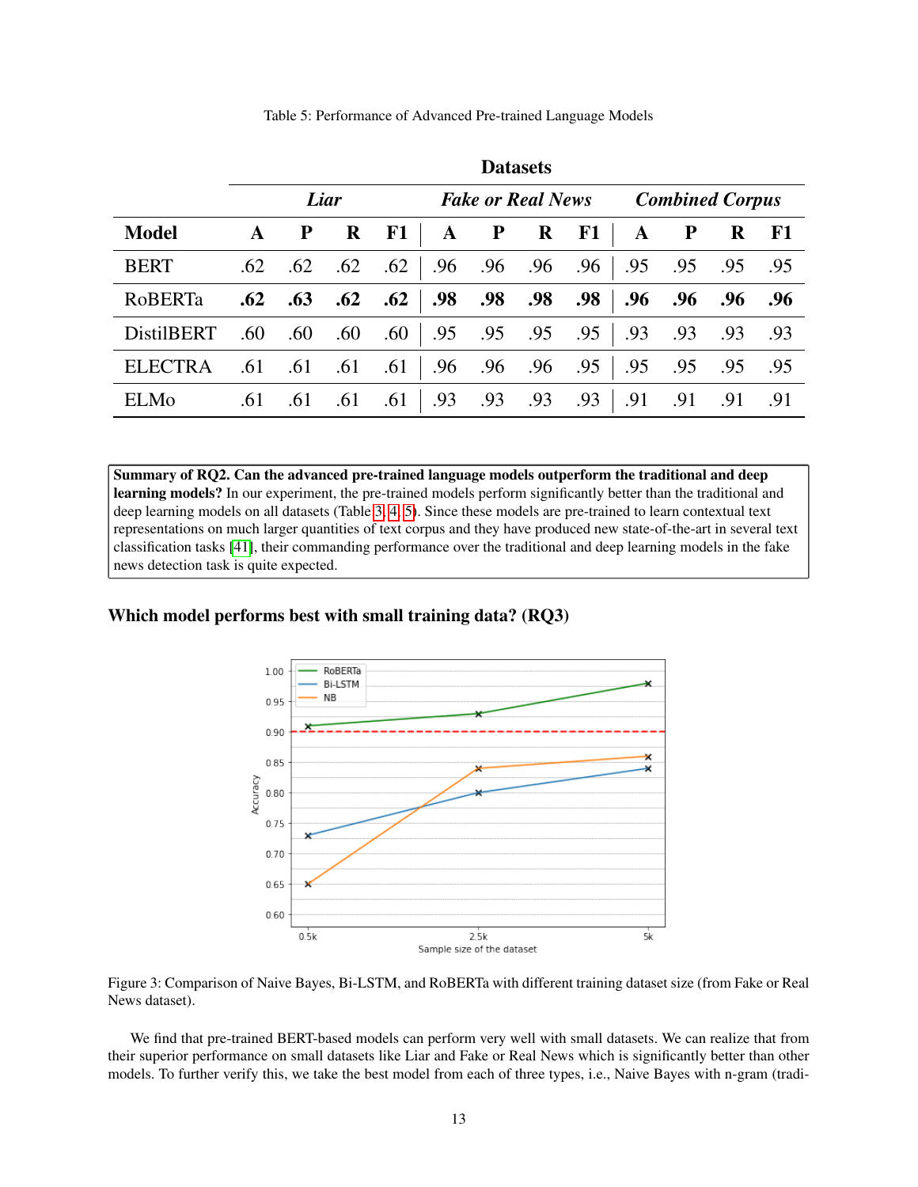Table 5: Performance of Advanced Pre-trained Language Models

| | Datasets | | | | | | | | | | | |
|---|---|---|---|---|---|---|---|---|---|---|---|---|
| | *Liar* | | | | *Fake or Real News* | | | | *Combined Corpus* | | | |
| **Model** | **A** | **P** | **R** | **F1** | **A** | **P** | **R** | **F1** | **A** | **P** | **R** | **F1** |
| BERT | .62 | .62 | .62 | .62 | .96 | .96 | .96 | .96 | .95 | .95 | .95 | .95 |
| RoBERTa | **.62** | **.63** | **.62** | **.62** | **.98** | **.98** | **.98** | **.98** | **.96** | **.96** | **.96** | **.96** |
| DistilBERT | .60 | .60 | .60 | .60 | .95 | .95 | .95 | .95 | .93 | .93 | .93 | .93 |
| ELECTRA | .61 | .61 | .61 | .61 | .96 | .96 | .96 | .95 | .95 | .95 | .95 | .95 |
| ELMo | .61 | .61 | .61 | .61 | .93 | .93 | .93 | .93 | .91 | .91 | .91 | .91 |

**Summary of RQ2. Can the advanced pre-trained language models outperform the traditional and deep learning models?** In our experiment, the pre-trained models perform significantly better than the traditional and deep learning models on all datasets (Table 3, 4, 5). Since these models are pre-trained to learn contextual text representations on much larger quantities of text corpus and they have produced new state-of-the-art in several text classification tasks [41], their commanding performance over the traditional and deep learning models in the fake news detection task is quite expected.

### Which model performs best with small training data? (RQ3)

Figure 3: Comparison of Naive Bayes, Bi-LSTM, and RoBERTa with different training dataset size (from Fake or Real News dataset).

We find that pre-trained BERT-based models can perform very well with small datasets. We can realize that from their superior performance on small datasets like Liar and Fake or Real News which is significantly better than other models. To further verify this, we take the best model from each of three types, i.e., Naive Bayes with n-gram (tradi-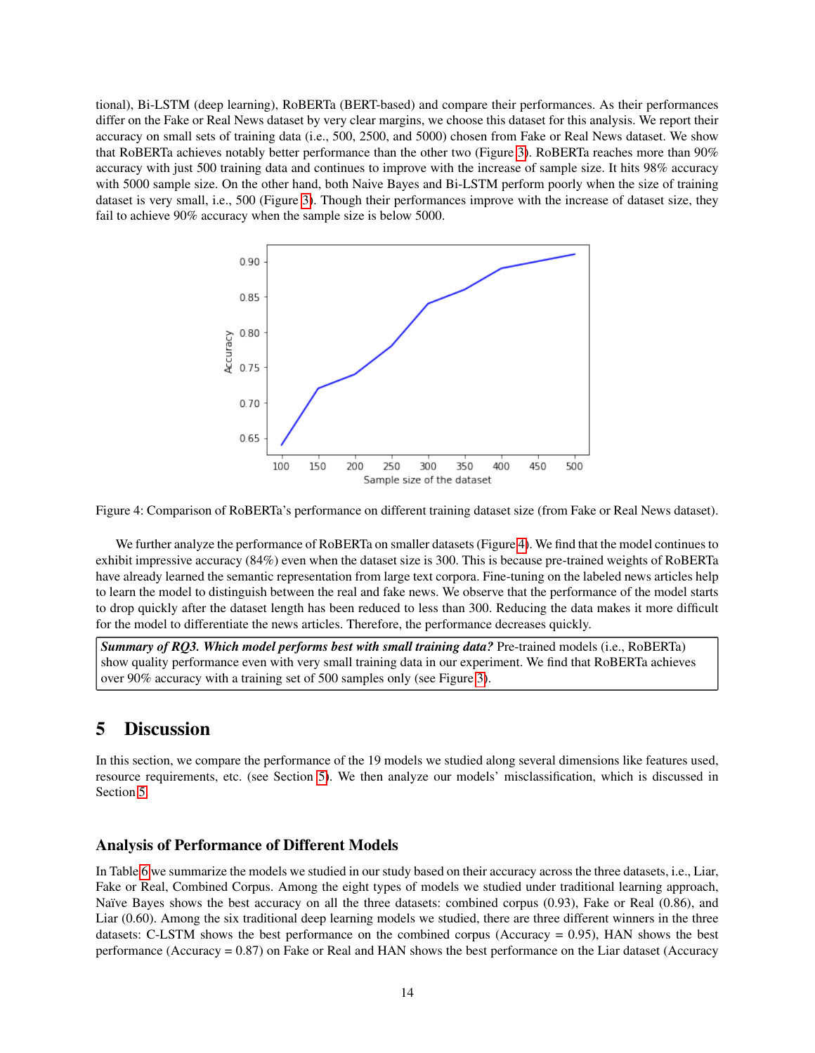tional), Bi-LSTM (deep learning), RoBERTa (BERT-based) and compare their performances. As their performances differ on the Fake or Real News dataset by very clear margins, we choose this dataset for this analysis. We report their accuracy on small sets of training data (i.e., 500, 2500, and 5000) chosen from Fake or Real News dataset. We show that RoBERTa achieves notably better performance than the other two (Figure 3). RoBERTa reaches more than 90% accuracy with just 500 training data and continues to improve with the increase of sample size. It hits 98% accuracy with 5000 sample size. On the other hand, both Naive Bayes and Bi-LSTM perform poorly when the size of training dataset is very small, i.e., 500 (Figure 3). Though their performances improve with the increase of dataset size, they fail to achieve 90% accuracy when the sample size is below 5000.

Figure 4: Comparison of RoBERTa's performance on different training dataset size (from Fake or Real News dataset).

We further analyze the performance of RoBERTa on smaller datasets (Figure 4). We find that the model continues to exhibit impressive accuracy (84%) even when the dataset size is 300. This is because pre-trained weights of RoBERTa have already learned the semantic representation from large text corpora. Fine-tuning on the labeled news articles help to learn the model to distinguish between the real and fake news. We observe that the performance of the model starts to drop quickly after the dataset length has been reduced to less than 300. Reducing the data makes it more difficult for the model to differentiate the news articles. Therefore, the performance decreases quickly.

> ***Summary of RQ3. Which model performs best with small training data?*** Pre-trained models (i.e., RoBERTa) show quality performance even with very small training data in our experiment. We find that RoBERTa achieves over 90% accuracy with a training set of 500 samples only (see Figure 3).

# 5 Discussion

In this section, we compare the performance of the 19 models we studied along several dimensions like features used, resource requirements, etc. (see Section 5). We then analyze our models' misclassification, which is discussed in Section 5.

### Analysis of Performance of Different Models

In Table 6 we summarize the models we studied in our study based on their accuracy across the three datasets, i.e., Liar, Fake or Real, Combined Corpus. Among the eight types of models we studied under traditional learning approach, Naïve Bayes shows the best accuracy on all the three datasets: combined corpus (0.93), Fake or Real (0.86), and Liar (0.60). Among the six traditional deep learning models we studied, there are three different winners in the three datasets: C-LSTM shows the best performance on the combined corpus (Accuracy = 0.95), HAN shows the best performance (Accuracy = 0.87) on Fake or Real and HAN shows the best performance on the Liar dataset (Accuracy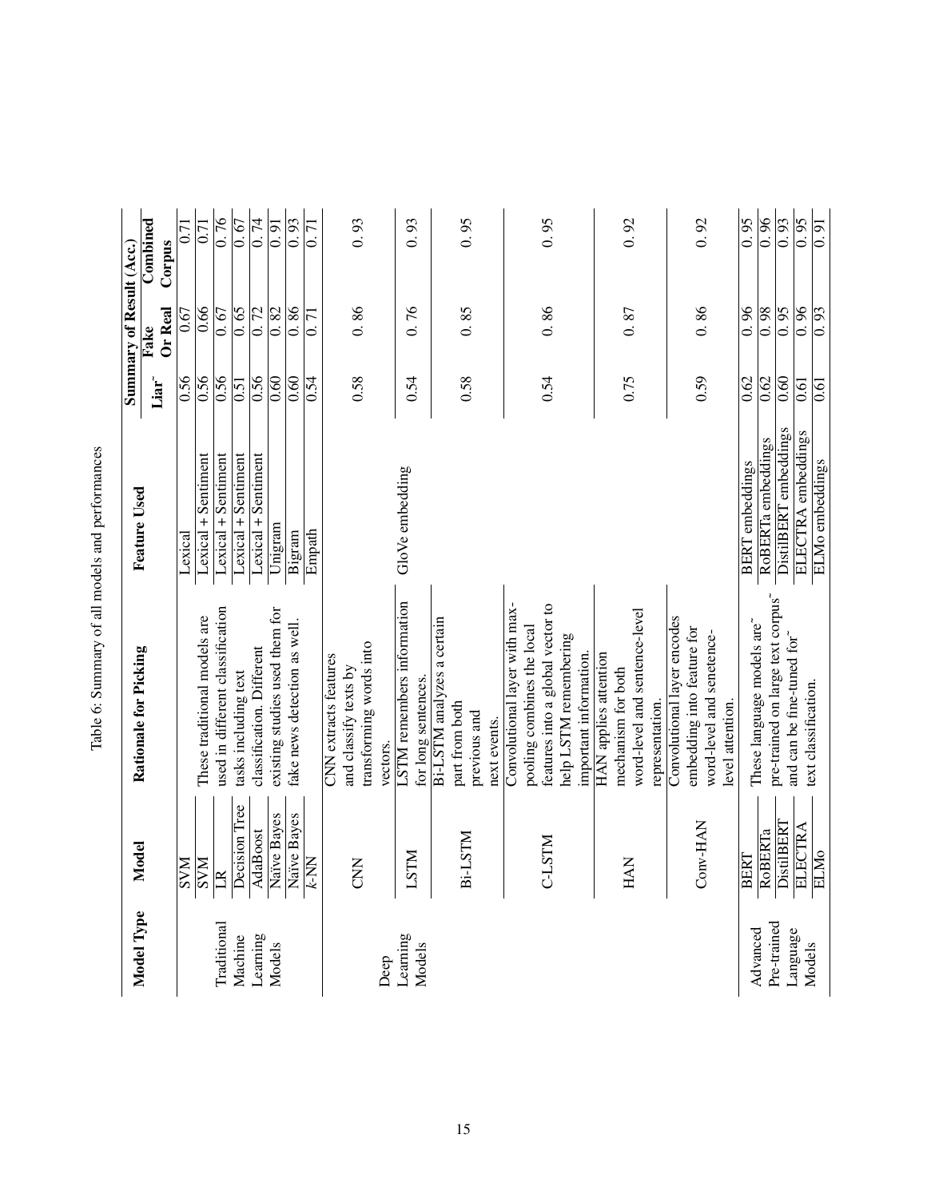Table 6: Summary of all models and performances

| Model Type | Model | Rationale for Picking | Feature Used | Summary of Result (Acc.) | | |
|---|---|---|---|---|---|---|
| | | | | Liar˜ | Fake Or Real | Combined Corpus |
| Traditional Machine Learning Models | SVM | These traditional models are used in different classification tasks including text classification. Different existing studies used them for fake news detection as well. | Lexical | 0.56 | 0.67 | 0.71 |
| | SVM | | Lexical + Sentiment | 0.56 | 0.66 | 0.71 |
| | LR | | Lexical + Sentiment | 0.56 | 0.67 | 0.76 |
| | Decision Tree | | Lexical + Sentiment | 0.51 | 0.65 | 0.67 |
| | AdaBoost | | Lexical + Sentiment | 0.56 | 0.72 | 0.74 |
| | Naïve Bayes | | Unigram | 0.60 | 0.82 | 0.91 |
| | Naïve Bayes | | Bigram | 0.60 | 0.86 | 0.93 |
| | k-NN | | Empath | 0.54 | 0.71 | 0.71 |
| Deep Learning Models | CNN | CNN extracts features and classify texts by transforming words into vectors. | GloVe embedding | 0.58 | 0.86 | 0.93 |
| | LSTM | LSTM remembers information for long sentences. | | 0.54 | 0.76 | 0.93 |
| | Bi-LSTM | Bi-LSTM analyzes a certain part from both previous and next events. | | 0.58 | 0.85 | 0.95 |
| | C-LSTM | Convolutional layer with max-pooling combines the local features into a global vector to help LSTM remembering important information. | | 0.54 | 0.86 | 0.95 |
| | HAN | HAN applies attention mechanism for both word-level and sentence-level representation. | | 0.75 | 0.87 | 0.92 |
| | Conv-HAN | Convolutional layer encodes embedding into feature for word-level and senetence-level attention. | | 0.59 | 0.86 | 0.92 |
| Advanced Pre-trained Language Models | BERT | These language models are˜ pre-trained on large text corpus˜ and can be fine-tuned for˜ text classification. | BERT embeddings | 0.62 | 0.96 | 0.95 |
| | RoBERTa | | RoBERTa embeddings | 0.62 | 0.98 | 0.96 |
| | DistilBERT | | DistilBERT embeddings | 0.60 | 0.95 | 0.93 |
| | ELECTRA | | ELECTRA embeddings | 0.61 | 0.96 | 0.95 |
| | ELMo | | ELMo embeddings | 0.61 | 0.93 | 0.91 |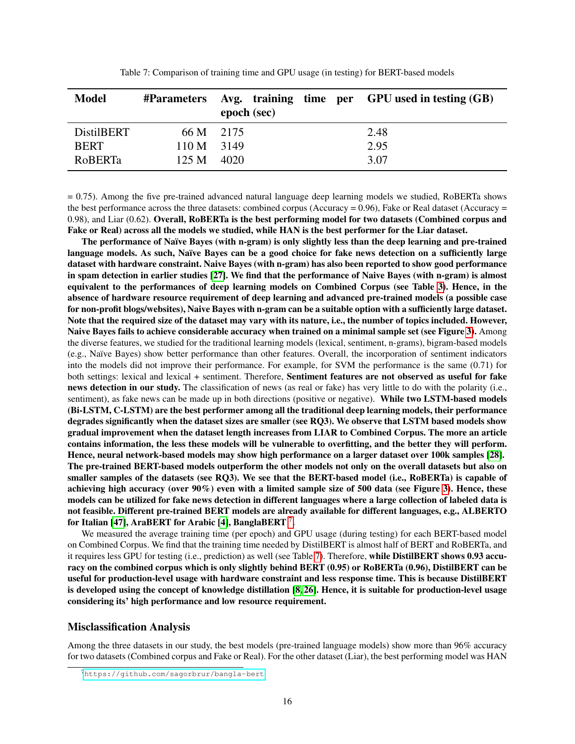Table 7: Comparison of training time and GPU usage (in testing) for BERT-based models

| Model | #Parameters | Avg. training time per epoch (sec) | GPU used in testing (GB) |
| --- | --- | --- | --- |
| DistilBERT | 66 M | 2175 | 2.48 |
| BERT | 110 M | 3149 | 2.95 |
| RoBERTa | 125 M | 4020 | 3.07 |

= 0.75). Among the five pre-trained advanced natural language deep learning models we studied, RoBERTa shows the best performance across the three datasets: combined corpus (Accuracy = 0.96), Fake or Real dataset (Accuracy = 0.98), and Liar (0.62). **Overall, RoBERTa is the best performing model for two datasets (Combined corpus and Fake or Real) across all the models we studied, while HAN is the best performer for the Liar dataset.**

**The performance of Naïve Bayes (with n-gram) is only slightly less than the deep learning and pre-trained language models. As such, Naïve Bayes can be a good choice for fake news detection on a sufficiently large dataset with hardware constraint. Naive Bayes (with n-gram) has also been reported to show good performance in spam detection in earlier studies [27]. We find that the performance of Naive Bayes (with n-gram) is almost equivalent to the performances of deep learning models on Combined Corpus (see Table 3). Hence, in the absence of hardware resource requirement of deep learning and advanced pre-trained models (a possible case for non-profit blogs/websites), Naive Bayes with n-gram can be a suitable option with a sufficiently large dataset. Note that the required size of the dataset may vary with its nature, i.e., the number of topics included. However, Naive Bayes fails to achieve considerable accuracy when trained on a minimal sample set (see Figure 3).** Among the diverse features, we studied for the traditional learning models (lexical, sentiment, n-grams), bigram-based models (e.g., Naïve Bayes) show better performance than other features. Overall, the incorporation of sentiment indicators into the models did not improve their performance. For example, for SVM the performance is the same (0.71) for both settings: lexical and lexical + sentiment. Therefore, **Sentiment features are not observed as useful for fake news detection in our study.** The classification of news (as real or fake) has very little to do with the polarity (i.e., sentiment), as fake news can be made up in both directions (positive or negative). **While two LSTM-based models (Bi-LSTM, C-LSTM) are the best performer among all the traditional deep learning models, their performance degrades significantly when the dataset sizes are smaller (see RQ3). We observe that LSTM based models show gradual improvement when the dataset length increases from LIAR to Combined Corpus. The more an article contains information, the less these models will be vulnerable to overfitting, and the better they will perform. Hence, neural network-based models may show high performance on a larger dataset over 100k samples [28]. The pre-trained BERT-based models outperform the other models not only on the overall datasets but also on smaller samples of the datasets (see RQ3). We see that the BERT-based model (i.e., RoBERTa) is capable of achieving high accuracy (over 90%) even with a limited sample size of 500 data (see Figure 3). Hence, these models can be utilized for fake news detection in different languages where a large collection of labeled data is not feasible. Different pre-trained BERT models are already available for different languages, e.g., ALBERTO for Italian [47], AraBERT for Arabic [4], BanglaBERT [7].**

We measured the average training time (per epoch) and GPU usage (during testing) for each BERT-based model on Combined Corpus. We find that the training time needed by DistilBERT is almost half of BERT and RoBERTa, and it requires less GPU for testing (i.e., prediction) as well (see Table 7). Therefore, **while DistilBERT shows 0.93 accuracy on the combined corpus which is only slightly behind BERT (0.95) or RoBERTa (0.96), DistilBERT can be useful for production-level usage with hardware constraint and less response time. This is because DistilBERT is developed using the concept of knowledge distillation [8,26]. Hence, it is suitable for production-level usage considering its' high performance and low resource requirement.**

## Misclassification Analysis

Among the three datasets in our study, the best models (pre-trained language models) show more than 96% accuracy for two datasets (Combined corpus and Fake or Real). For the other dataset (Liar), the best performing model was HAN

[7] https://github.com/sagorbrur/bangla-bert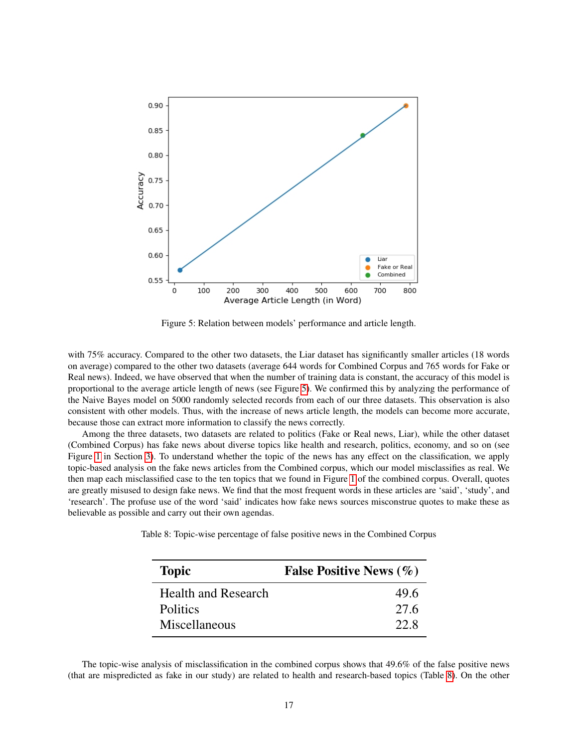Figure 5: Relation between models' performance and article length.

with 75% accuracy. Compared to the other two datasets, the Liar dataset has significantly smaller articles (18 words on average) compared to the other two datasets (average 644 words for Combined Corpus and 765 words for Fake or Real news). Indeed, we have observed that when the number of training data is constant, the accuracy of this model is proportional to the average article length of news (see Figure 5). We confirmed this by analyzing the performance of the Naive Bayes model on 5000 randomly selected records from each of our three datasets. This observation is also consistent with other models. Thus, with the increase of news article length, the models can become more accurate, because those can extract more information to classify the news correctly.

Among the three datasets, two datasets are related to politics (Fake or Real news, Liar), while the other dataset (Combined Corpus) has fake news about diverse topics like health and research, politics, economy, and so on (see Figure 1 in Section 3). To understand whether the topic of the news has any effect on the classification, we apply topic-based analysis on the fake news articles from the Combined corpus, which our model misclassifies as real. We then map each misclassified case to the ten topics that we found in Figure 1 of the combined corpus. Overall, quotes are greatly misused to design fake news. We find that the most frequent words in these articles are 'said', 'study', and 'research'. The profuse use of the word 'said' indicates how fake news sources misconstrue quotes to make these as believable as possible and carry out their own agendas.

Table 8: Topic-wise percentage of false positive news in the Combined Corpus

| **Topic** | **False Positive News (%)** |
|---|---:|
| Health and Research | 49.6 |
| Politics | 27.6 |
| Miscellaneous | 22.8 |

The topic-wise analysis of misclassification in the combined corpus shows that 49.6% of the false positive news (that are mispredicted as fake in our study) are related to health and research-based topics (Table 8). On the other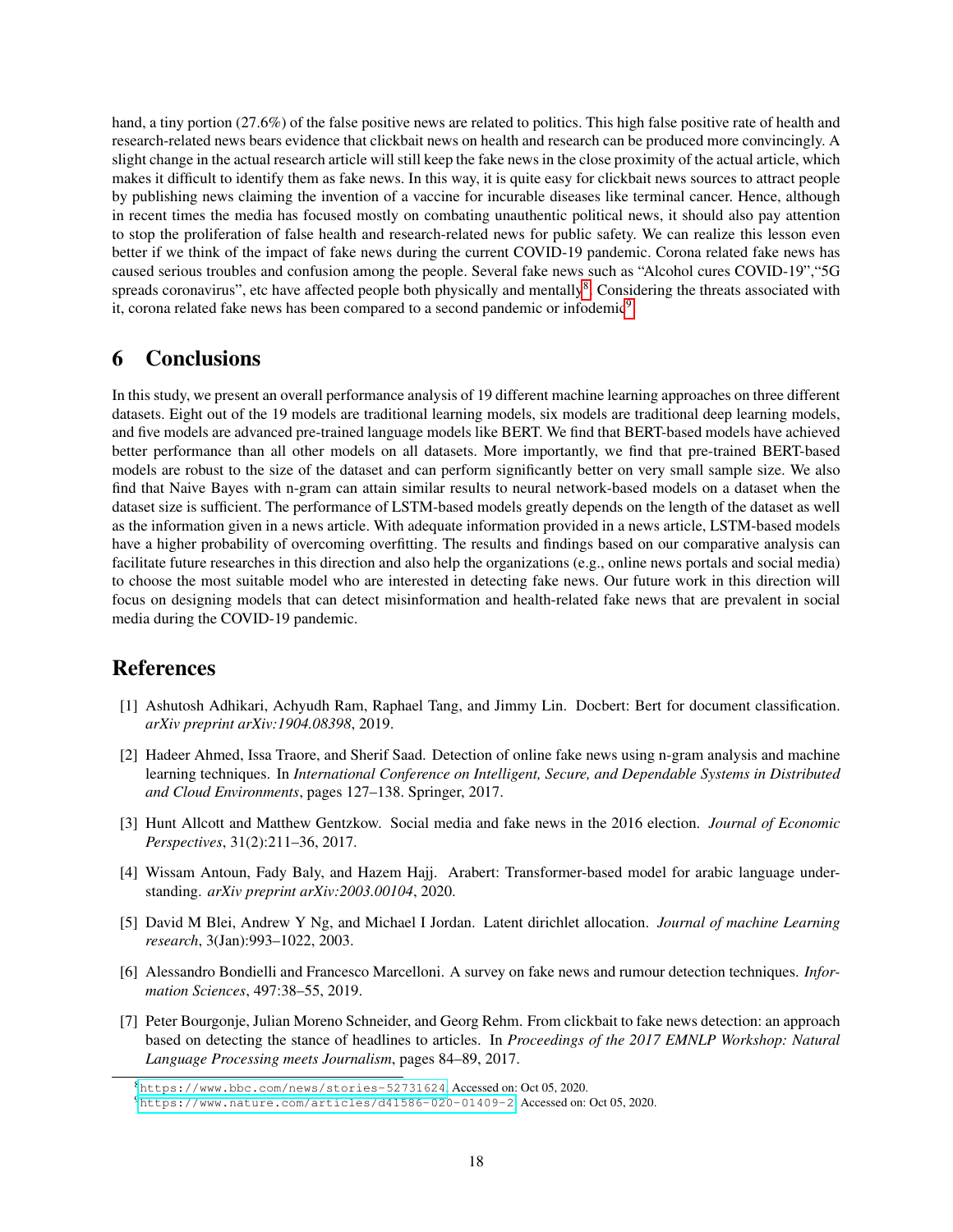hand, a tiny portion (27.6%) of the false positive news are related to politics. This high false positive rate of health and research-related news bears evidence that clickbait news on health and research can be produced more convincingly. A slight change in the actual research article will still keep the fake news in the close proximity of the actual article, which makes it difficult to identify them as fake news. In this way, it is quite easy for clickbait news sources to attract people by publishing news claiming the invention of a vaccine for incurable diseases like terminal cancer. Hence, although in recent times the media has focused mostly on combating unauthentic political news, it should also pay attention to stop the proliferation of false health and research-related news for public safety. We can realize this lesson even better if we think of the impact of fake news during the current COVID-19 pandemic. Corona related fake news has caused serious troubles and confusion among the people. Several fake news such as "Alcohol cures COVID-19","5G spreads coronavirus", etc have affected people both physically and mentally[8]. Considering the threats associated with it, corona related fake news has been compared to a second pandemic or infodemic[9].

# 6 Conclusions

In this study, we present an overall performance analysis of 19 different machine learning approaches on three different datasets. Eight out of the 19 models are traditional learning models, six models are traditional deep learning models, and five models are advanced pre-trained language models like BERT. We find that BERT-based models have achieved better performance than all other models on all datasets. More importantly, we find that pre-trained BERT-based models are robust to the size of the dataset and can perform significantly better on very small sample size. We also find that Naive Bayes with n-gram can attain similar results to neural network-based models on a dataset when the dataset size is sufficient. The performance of LSTM-based models greatly depends on the length of the dataset as well as the information given in a news article. With adequate information provided in a news article, LSTM-based models have a higher probability of overcoming overfitting. The results and findings based on our comparative analysis can facilitate future researches in this direction and also help the organizations (e.g., online news portals and social media) to choose the most suitable model who are interested in detecting fake news. Our future work in this direction will focus on designing models that can detect misinformation and health-related fake news that are prevalent in social media during the COVID-19 pandemic.

# References

[1] Ashutosh Adhikari, Achyudh Ram, Raphael Tang, and Jimmy Lin. Docbert: Bert for document classification. *arXiv preprint arXiv:1904.08398*, 2019.

[2] Hadeer Ahmed, Issa Traore, and Sherif Saad. Detection of online fake news using n-gram analysis and machine learning techniques. In *International Conference on Intelligent, Secure, and Dependable Systems in Distributed and Cloud Environments*, pages 127–138. Springer, 2017.

[3] Hunt Allcott and Matthew Gentzkow. Social media and fake news in the 2016 election. *Journal of Economic Perspectives*, 31(2):211–36, 2017.

[4] Wissam Antoun, Fady Baly, and Hazem Hajj. Arabert: Transformer-based model for arabic language understanding. *arXiv preprint arXiv:2003.00104*, 2020.

[5] David M Blei, Andrew Y Ng, and Michael I Jordan. Latent dirichlet allocation. *Journal of machine Learning research*, 3(Jan):993–1022, 2003.

[6] Alessandro Bondielli and Francesco Marcelloni. A survey on fake news and rumour detection techniques. *Information Sciences*, 497:38–55, 2019.

[7] Peter Bourgonje, Julian Moreno Schneider, and Georg Rehm. From clickbait to fake news detection: an approach based on detecting the stance of headlines to articles. In *Proceedings of the 2017 EMNLP Workshop: Natural Language Processing meets Journalism*, pages 84–89, 2017.

[8] https://www.bbc.com/news/stories-52731624 Accessed on: Oct 05, 2020.

[9] https://www.nature.com/articles/d41586-020-01409-2 Accessed on: Oct 05, 2020.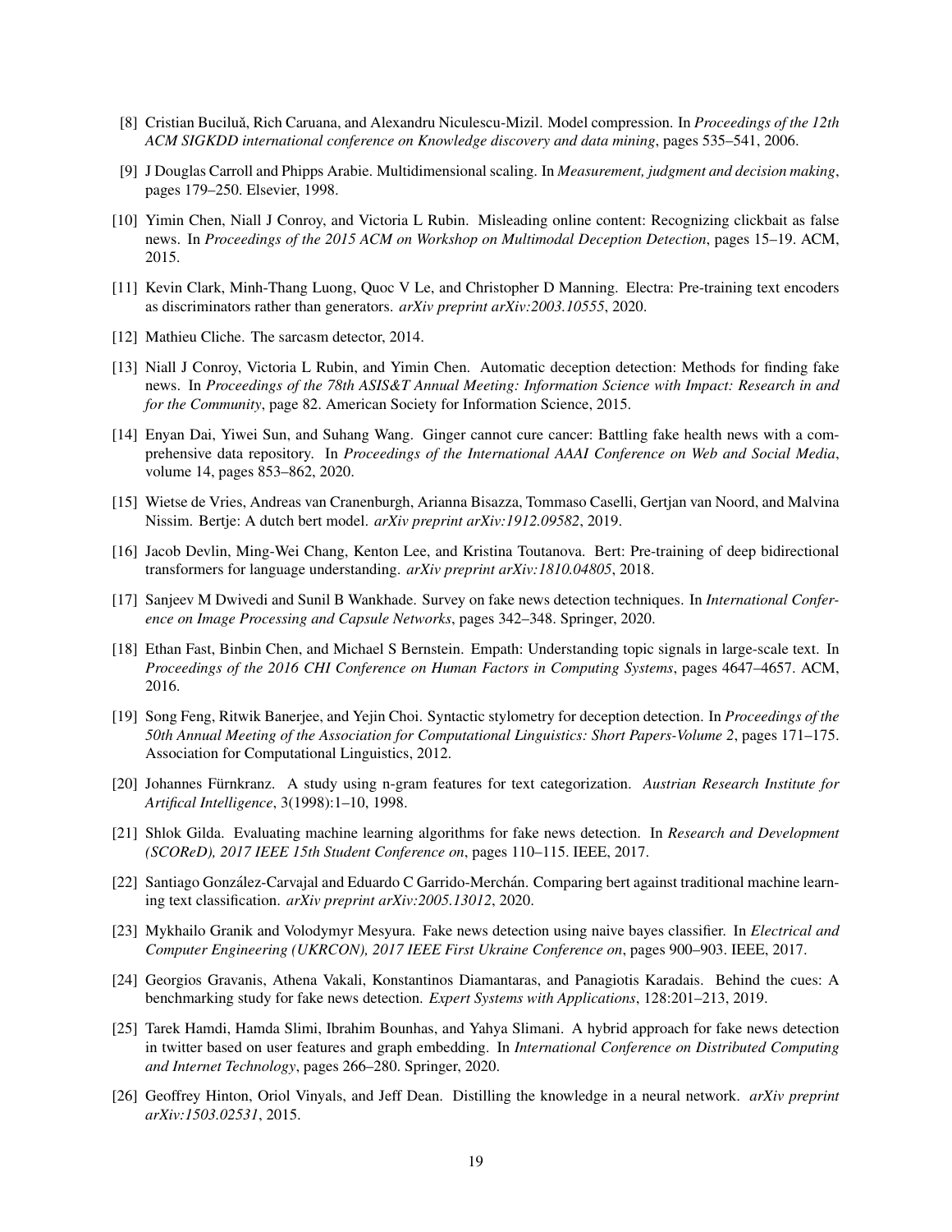[8] Cristian Buciluǎ, Rich Caruana, and Alexandru Niculescu-Mizil. Model compression. In *Proceedings of the 12th ACM SIGKDD international conference on Knowledge discovery and data mining*, pages 535–541, 2006.

[9] J Douglas Carroll and Phipps Arabie. Multidimensional scaling. In *Measurement, judgment and decision making*, pages 179–250. Elsevier, 1998.

[10] Yimin Chen, Niall J Conroy, and Victoria L Rubin. Misleading online content: Recognizing clickbait as false news. In *Proceedings of the 2015 ACM on Workshop on Multimodal Deception Detection*, pages 15–19. ACM, 2015.

[11] Kevin Clark, Minh-Thang Luong, Quoc V Le, and Christopher D Manning. Electra: Pre-training text encoders as discriminators rather than generators. *arXiv preprint arXiv:2003.10555*, 2020.

[12] Mathieu Cliche. The sarcasm detector, 2014.

[13] Niall J Conroy, Victoria L Rubin, and Yimin Chen. Automatic deception detection: Methods for finding fake news. In *Proceedings of the 78th ASIS&T Annual Meeting: Information Science with Impact: Research in and for the Community*, page 82. American Society for Information Science, 2015.

[14] Enyan Dai, Yiwei Sun, and Suhang Wang. Ginger cannot cure cancer: Battling fake health news with a comprehensive data repository. In *Proceedings of the International AAAI Conference on Web and Social Media*, volume 14, pages 853–862, 2020.

[15] Wietse de Vries, Andreas van Cranenburgh, Arianna Bisazza, Tommaso Caselli, Gertjan van Noord, and Malvina Nissim. Bertje: A dutch bert model. *arXiv preprint arXiv:1912.09582*, 2019.

[16] Jacob Devlin, Ming-Wei Chang, Kenton Lee, and Kristina Toutanova. Bert: Pre-training of deep bidirectional transformers for language understanding. *arXiv preprint arXiv:1810.04805*, 2018.

[17] Sanjeev M Dwivedi and Sunil B Wankhade. Survey on fake news detection techniques. In *International Conference on Image Processing and Capsule Networks*, pages 342–348. Springer, 2020.

[18] Ethan Fast, Binbin Chen, and Michael S Bernstein. Empath: Understanding topic signals in large-scale text. In *Proceedings of the 2016 CHI Conference on Human Factors in Computing Systems*, pages 4647–4657. ACM, 2016.

[19] Song Feng, Ritwik Banerjee, and Yejin Choi. Syntactic stylometry for deception detection. In *Proceedings of the 50th Annual Meeting of the Association for Computational Linguistics: Short Papers-Volume 2*, pages 171–175. Association for Computational Linguistics, 2012.

[20] Johannes Fürnkranz. A study using n-gram features for text categorization. *Austrian Research Institute for Artifical Intelligence*, 3(1998):1–10, 1998.

[21] Shlok Gilda. Evaluating machine learning algorithms for fake news detection. In *Research and Development (SCOReD), 2017 IEEE 15th Student Conference on*, pages 110–115. IEEE, 2017.

[22] Santiago González-Carvajal and Eduardo C Garrido-Merchán. Comparing bert against traditional machine learning text classification. *arXiv preprint arXiv:2005.13012*, 2020.

[23] Mykhailo Granik and Volodymyr Mesyura. Fake news detection using naive bayes classifier. In *Electrical and Computer Engineering (UKRCON), 2017 IEEE First Ukraine Conference on*, pages 900–903. IEEE, 2017.

[24] Georgios Gravanis, Athena Vakali, Konstantinos Diamantaras, and Panagiotis Karadais. Behind the cues: A benchmarking study for fake news detection. *Expert Systems with Applications*, 128:201–213, 2019.

[25] Tarek Hamdi, Hamda Slimi, Ibrahim Bounhas, and Yahya Slimani. A hybrid approach for fake news detection in twitter based on user features and graph embedding. In *International Conference on Distributed Computing and Internet Technology*, pages 266–280. Springer, 2020.

[26] Geoffrey Hinton, Oriol Vinyals, and Jeff Dean. Distilling the knowledge in a neural network. *arXiv preprint arXiv:1503.02531*, 2015.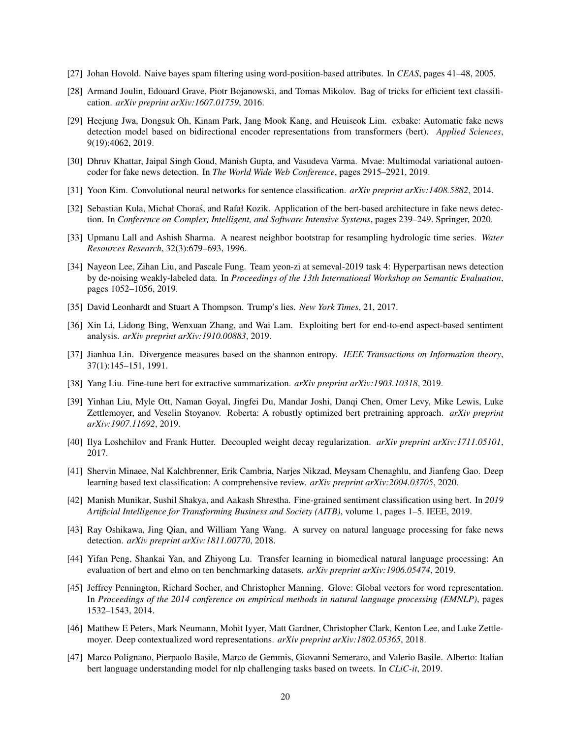[27] Johan Hovold. Naive bayes spam filtering using word-position-based attributes. In *CEAS*, pages 41–48, 2005.

[28] Armand Joulin, Edouard Grave, Piotr Bojanowski, and Tomas Mikolov. Bag of tricks for efficient text classification. *arXiv preprint arXiv:1607.01759*, 2016.

[29] Heejung Jwa, Dongsuk Oh, Kinam Park, Jang Mook Kang, and Heuiseok Lim. exbake: Automatic fake news detection model based on bidirectional encoder representations from transformers (bert). *Applied Sciences*, 9(19):4062, 2019.

[30] Dhruv Khattar, Jaipal Singh Goud, Manish Gupta, and Vasudeva Varma. Mvae: Multimodal variational autoencoder for fake news detection. In *The World Wide Web Conference*, pages 2915–2921, 2019.

[31] Yoon Kim. Convolutional neural networks for sentence classification. *arXiv preprint arXiv:1408.5882*, 2014.

[32] Sebastian Kula, Michał Choraś, and Rafał Kozik. Application of the bert-based architecture in fake news detection. In *Conference on Complex, Intelligent, and Software Intensive Systems*, pages 239–249. Springer, 2020.

[33] Upmanu Lall and Ashish Sharma. A nearest neighbor bootstrap for resampling hydrologic time series. *Water Resources Research*, 32(3):679–693, 1996.

[34] Nayeon Lee, Zihan Liu, and Pascale Fung. Team yeon-zi at semeval-2019 task 4: Hyperpartisan news detection by de-noising weakly-labeled data. In *Proceedings of the 13th International Workshop on Semantic Evaluation*, pages 1052–1056, 2019.

[35] David Leonhardt and Stuart A Thompson. Trump's lies. *New York Times*, 21, 2017.

[36] Xin Li, Lidong Bing, Wenxuan Zhang, and Wai Lam. Exploiting bert for end-to-end aspect-based sentiment analysis. *arXiv preprint arXiv:1910.00883*, 2019.

[37] Jianhua Lin. Divergence measures based on the shannon entropy. *IEEE Transactions on Information theory*, 37(1):145–151, 1991.

[38] Yang Liu. Fine-tune bert for extractive summarization. *arXiv preprint arXiv:1903.10318*, 2019.

[39] Yinhan Liu, Myle Ott, Naman Goyal, Jingfei Du, Mandar Joshi, Danqi Chen, Omer Levy, Mike Lewis, Luke Zettlemoyer, and Veselin Stoyanov. Roberta: A robustly optimized bert pretraining approach. *arXiv preprint arXiv:1907.11692*, 2019.

[40] Ilya Loshchilov and Frank Hutter. Decoupled weight decay regularization. *arXiv preprint arXiv:1711.05101*, 2017.

[41] Shervin Minaee, Nal Kalchbrenner, Erik Cambria, Narjes Nikzad, Meysam Chenaghlu, and Jianfeng Gao. Deep learning based text classification: A comprehensive review. *arXiv preprint arXiv:2004.03705*, 2020.

[42] Manish Munikar, Sushil Shakya, and Aakash Shrestha. Fine-grained sentiment classification using bert. In *2019 Artificial Intelligence for Transforming Business and Society (AITB)*, volume 1, pages 1–5. IEEE, 2019.

[43] Ray Oshikawa, Jing Qian, and William Yang Wang. A survey on natural language processing for fake news detection. *arXiv preprint arXiv:1811.00770*, 2018.

[44] Yifan Peng, Shankai Yan, and Zhiyong Lu. Transfer learning in biomedical natural language processing: An evaluation of bert and elmo on ten benchmarking datasets. *arXiv preprint arXiv:1906.05474*, 2019.

[45] Jeffrey Pennington, Richard Socher, and Christopher Manning. Glove: Global vectors for word representation. In *Proceedings of the 2014 conference on empirical methods in natural language processing (EMNLP)*, pages 1532–1543, 2014.

[46] Matthew E Peters, Mark Neumann, Mohit Iyyer, Matt Gardner, Christopher Clark, Kenton Lee, and Luke Zettlemoyer. Deep contextualized word representations. *arXiv preprint arXiv:1802.05365*, 2018.

[47] Marco Polignano, Pierpaolo Basile, Marco de Gemmis, Giovanni Semeraro, and Valerio Basile. Alberto: Italian bert language understanding model for nlp challenging tasks based on tweets. In *CLiC-it*, 2019.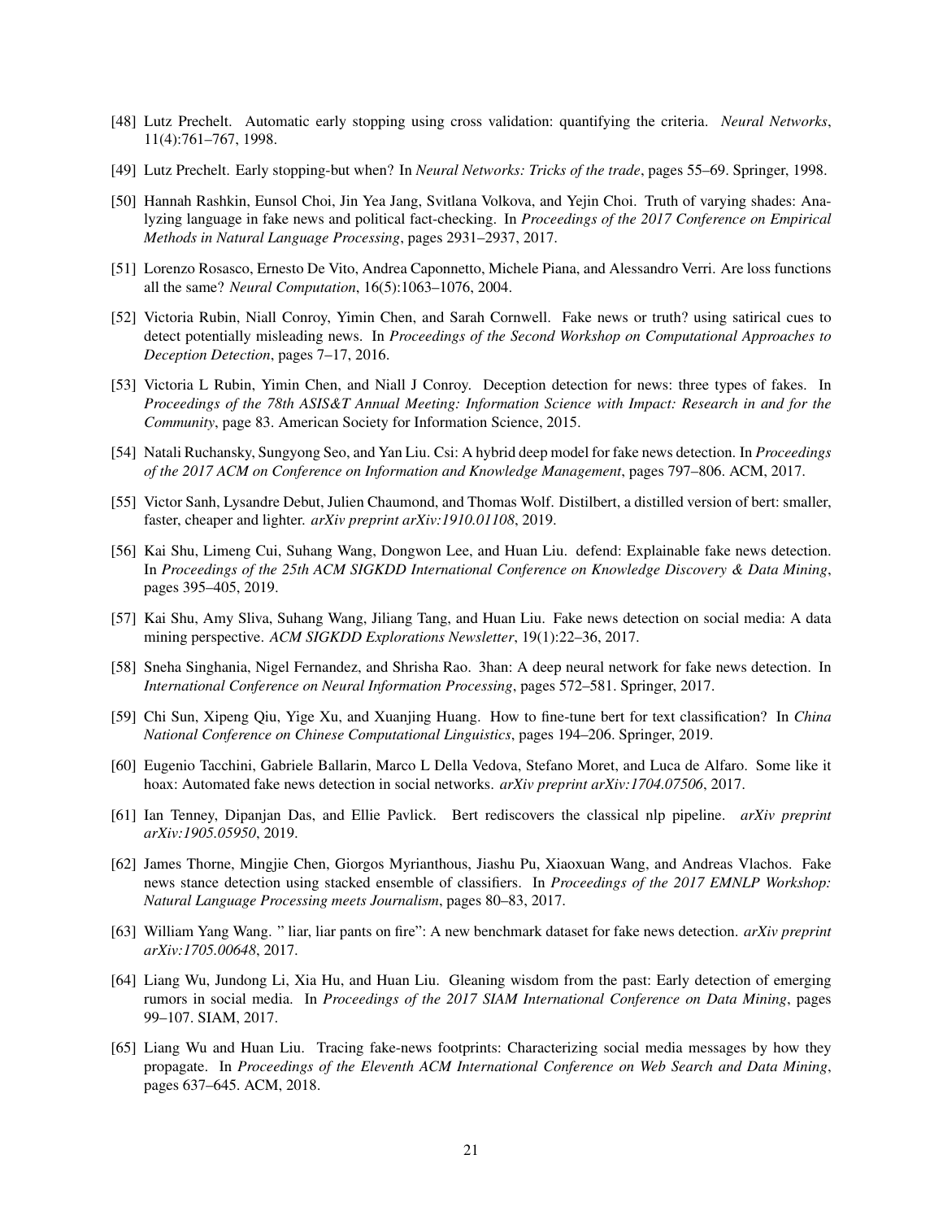[48] Lutz Prechelt. Automatic early stopping using cross validation: quantifying the criteria. *Neural Networks*, 11(4):761–767, 1998.

[49] Lutz Prechelt. Early stopping-but when? In *Neural Networks: Tricks of the trade*, pages 55–69. Springer, 1998.

[50] Hannah Rashkin, Eunsol Choi, Jin Yea Jang, Svitlana Volkova, and Yejin Choi. Truth of varying shades: Analyzing language in fake news and political fact-checking. In *Proceedings of the 2017 Conference on Empirical Methods in Natural Language Processing*, pages 2931–2937, 2017.

[51] Lorenzo Rosasco, Ernesto De Vito, Andrea Caponnetto, Michele Piana, and Alessandro Verri. Are loss functions all the same? *Neural Computation*, 16(5):1063–1076, 2004.

[52] Victoria Rubin, Niall Conroy, Yimin Chen, and Sarah Cornwell. Fake news or truth? using satirical cues to detect potentially misleading news. In *Proceedings of the Second Workshop on Computational Approaches to Deception Detection*, pages 7–17, 2016.

[53] Victoria L Rubin, Yimin Chen, and Niall J Conroy. Deception detection for news: three types of fakes. In *Proceedings of the 78th ASIS&T Annual Meeting: Information Science with Impact: Research in and for the Community*, page 83. American Society for Information Science, 2015.

[54] Natali Ruchansky, Sungyong Seo, and Yan Liu. Csi: A hybrid deep model for fake news detection. In *Proceedings of the 2017 ACM on Conference on Information and Knowledge Management*, pages 797–806. ACM, 2017.

[55] Victor Sanh, Lysandre Debut, Julien Chaumond, and Thomas Wolf. Distilbert, a distilled version of bert: smaller, faster, cheaper and lighter. *arXiv preprint arXiv:1910.01108*, 2019.

[56] Kai Shu, Limeng Cui, Suhang Wang, Dongwon Lee, and Huan Liu. defend: Explainable fake news detection. In *Proceedings of the 25th ACM SIGKDD International Conference on Knowledge Discovery & Data Mining*, pages 395–405, 2019.

[57] Kai Shu, Amy Sliva, Suhang Wang, Jiliang Tang, and Huan Liu. Fake news detection on social media: A data mining perspective. *ACM SIGKDD Explorations Newsletter*, 19(1):22–36, 2017.

[58] Sneha Singhania, Nigel Fernandez, and Shrisha Rao. 3han: A deep neural network for fake news detection. In *International Conference on Neural Information Processing*, pages 572–581. Springer, 2017.

[59] Chi Sun, Xipeng Qiu, Yige Xu, and Xuanjing Huang. How to fine-tune bert for text classification? In *China National Conference on Chinese Computational Linguistics*, pages 194–206. Springer, 2019.

[60] Eugenio Tacchini, Gabriele Ballarin, Marco L Della Vedova, Stefano Moret, and Luca de Alfaro. Some like it hoax: Automated fake news detection in social networks. *arXiv preprint arXiv:1704.07506*, 2017.

[61] Ian Tenney, Dipanjan Das, and Ellie Pavlick. Bert rediscovers the classical nlp pipeline. *arXiv preprint arXiv:1905.05950*, 2019.

[62] James Thorne, Mingjie Chen, Giorgos Myrianthous, Jiashu Pu, Xiaoxuan Wang, and Andreas Vlachos. Fake news stance detection using stacked ensemble of classifiers. In *Proceedings of the 2017 EMNLP Workshop: Natural Language Processing meets Journalism*, pages 80–83, 2017.

[63] William Yang Wang. " liar, liar pants on fire": A new benchmark dataset for fake news detection. *arXiv preprint arXiv:1705.00648*, 2017.

[64] Liang Wu, Jundong Li, Xia Hu, and Huan Liu. Gleaning wisdom from the past: Early detection of emerging rumors in social media. In *Proceedings of the 2017 SIAM International Conference on Data Mining*, pages 99–107. SIAM, 2017.

[65] Liang Wu and Huan Liu. Tracing fake-news footprints: Characterizing social media messages by how they propagate. In *Proceedings of the Eleventh ACM International Conference on Web Search and Data Mining*, pages 637–645. ACM, 2018.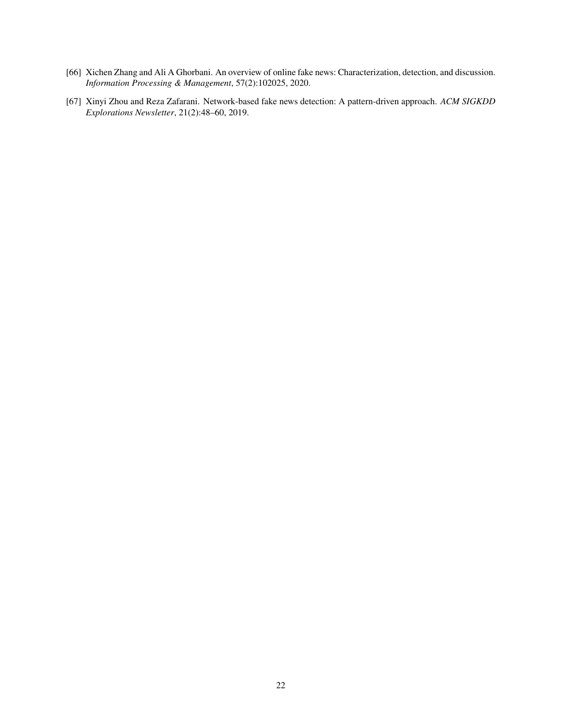[66] Xichen Zhang and Ali A Ghorbani. An overview of online fake news: Characterization, detection, and discussion. *Information Processing & Management*, 57(2):102025, 2020.

[67] Xinyi Zhou and Reza Zafarani. Network-based fake news detection: A pattern-driven approach. *ACM SIGKDD Explorations Newsletter*, 21(2):48–60, 2019.